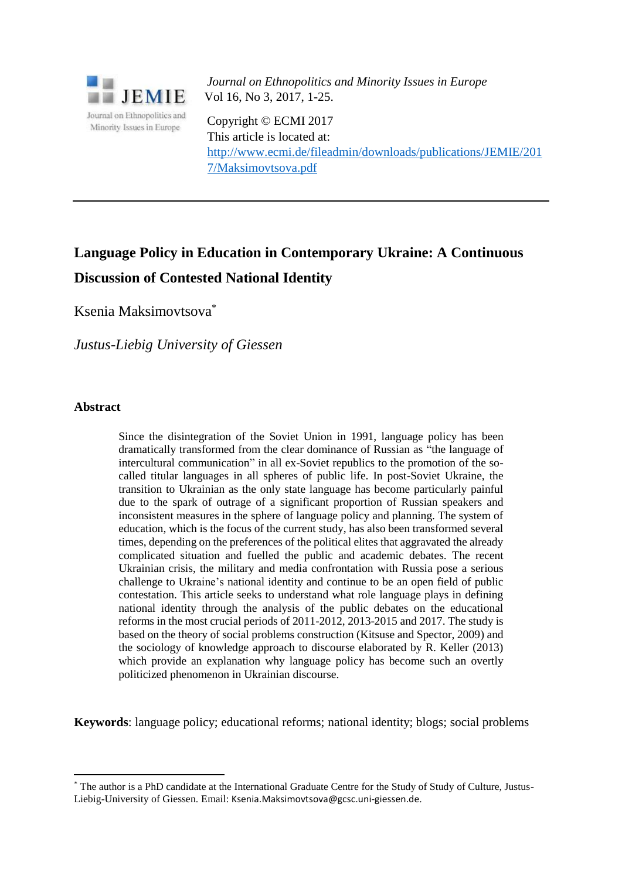*Journal on Ethnopolitics and Minority Issues in Europe*
Vol 16, No 3, 2017, 1-25.

Copyright © ECMI 2017
This article is located at:
http://www.ecmi.de/fileadmin/downloads/publications/JEMIE/2017/Maksimovtsova.pdf

# Language Policy in Education in Contemporary Ukraine: A Continuous Discussion of Contested National Identity

Ksenia Maksimovtsova*

*Justus-Liebig University of Giessen*

## Abstract

Since the disintegration of the Soviet Union in 1991, language policy has been dramatically transformed from the clear dominance of Russian as "the language of intercultural communication" in all ex-Soviet republics to the promotion of the so-called titular languages in all spheres of public life. In post-Soviet Ukraine, the transition to Ukrainian as the only state language has become particularly painful due to the spark of outrage of a significant proportion of Russian speakers and inconsistent measures in the sphere of language policy and planning. The system of education, which is the focus of the current study, has also been transformed several times, depending on the preferences of the political elites that aggravated the already complicated situation and fuelled the public and academic debates. The recent Ukrainian crisis, the military and media confrontation with Russia pose a serious challenge to Ukraine's national identity and continue to be an open field of public contestation. This article seeks to understand what role language plays in defining national identity through the analysis of the public debates on the educational reforms in the most crucial periods of 2011-2012, 2013-2015 and 2017. The study is based on the theory of social problems construction (Kitsuse and Spector, 2009) and the sociology of knowledge approach to discourse elaborated by R. Keller (2013) which provide an explanation why language policy has become such an overtly politicized phenomenon in Ukrainian discourse.

**Keywords**: language policy; educational reforms; national identity; blogs; social problems

* The author is a PhD candidate at the International Graduate Centre for the Study of Study of Culture, Justus-Liebig-University of Giessen. Email: Ksenia.Maksimovtsova@gcsc.uni-giessen.de.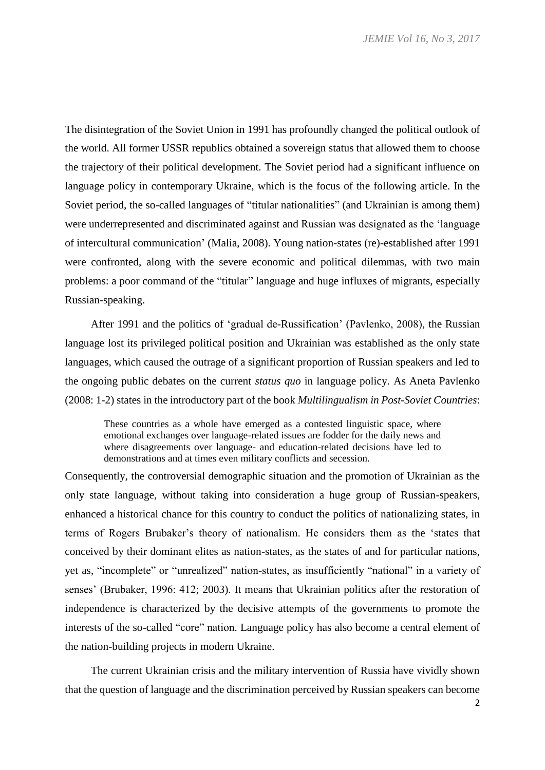The disintegration of the Soviet Union in 1991 has profoundly changed the political outlook of the world. All former USSR republics obtained a sovereign status that allowed them to choose the trajectory of their political development. The Soviet period had a significant influence on language policy in contemporary Ukraine, which is the focus of the following article. In the Soviet period, the so-called languages of "titular nationalities" (and Ukrainian is among them) were underrepresented and discriminated against and Russian was designated as the 'language of intercultural communication' (Malia, 2008). Young nation-states (re)-established after 1991 were confronted, along with the severe economic and political dilemmas, with two main problems: a poor command of the "titular" language and huge influxes of migrants, especially Russian-speaking.

After 1991 and the politics of 'gradual de-Russification' (Pavlenko, 2008), the Russian language lost its privileged political position and Ukrainian was established as the only state languages, which caused the outrage of a significant proportion of Russian speakers and led to the ongoing public debates on the current *status quo* in language policy. As Aneta Pavlenko (2008: 1-2) states in the introductory part of the book *Multilingualism in Post-Soviet Countries*:

> These countries as a whole have emerged as a contested linguistic space, where emotional exchanges over language-related issues are fodder for the daily news and where disagreements over language- and education-related decisions have led to demonstrations and at times even military conflicts and secession.

Consequently, the controversial demographic situation and the promotion of Ukrainian as the only state language, without taking into consideration a huge group of Russian-speakers, enhanced a historical chance for this country to conduct the politics of nationalizing states, in terms of Rogers Brubaker's theory of nationalism. He considers them as the 'states that conceived by their dominant elites as nation-states, as the states of and for particular nations, yet as, "incomplete" or "unrealized" nation-states, as insufficiently "national" in a variety of senses' (Brubaker, 1996: 412; 2003). It means that Ukrainian politics after the restoration of independence is characterized by the decisive attempts of the governments to promote the interests of the so-called "core" nation. Language policy has also become a central element of the nation-building projects in modern Ukraine.

The current Ukrainian crisis and the military intervention of Russia have vividly shown that the question of language and the discrimination perceived by Russian speakers can become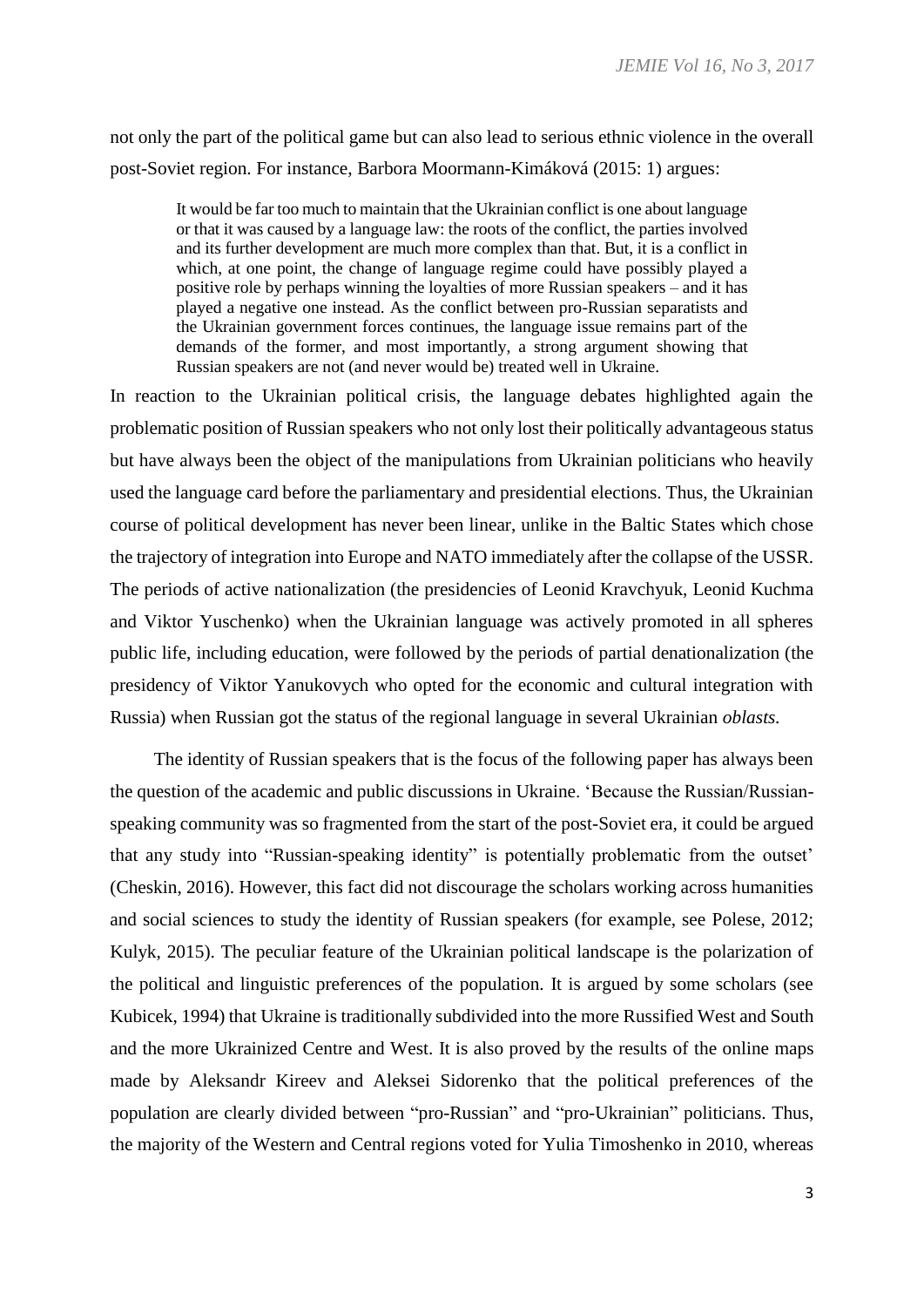not only the part of the political game but can also lead to serious ethnic violence in the overall post-Soviet region. For instance, Barbora Moormann-Kimáková (2015: 1) argues:

> It would be far too much to maintain that the Ukrainian conflict is one about language or that it was caused by a language law: the roots of the conflict, the parties involved and its further development are much more complex than that. But, it is a conflict in which, at one point, the change of language regime could have possibly played a positive role by perhaps winning the loyalties of more Russian speakers – and it has played a negative one instead. As the conflict between pro-Russian separatists and the Ukrainian government forces continues, the language issue remains part of the demands of the former, and most importantly, a strong argument showing that Russian speakers are not (and never would be) treated well in Ukraine.

In reaction to the Ukrainian political crisis, the language debates highlighted again the problematic position of Russian speakers who not only lost their politically advantageous status but have always been the object of the manipulations from Ukrainian politicians who heavily used the language card before the parliamentary and presidential elections. Thus, the Ukrainian course of political development has never been linear, unlike in the Baltic States which chose the trajectory of integration into Europe and NATO immediately after the collapse of the USSR. The periods of active nationalization (the presidencies of Leonid Kravchyuk, Leonid Kuchma and Viktor Yuschenko) when the Ukrainian language was actively promoted in all spheres public life, including education, were followed by the periods of partial denationalization (the presidency of Viktor Yanukovych who opted for the economic and cultural integration with Russia) when Russian got the status of the regional language in several Ukrainian *oblasts.*

The identity of Russian speakers that is the focus of the following paper has always been the question of the academic and public discussions in Ukraine. 'Because the Russian/Russian-speaking community was so fragmented from the start of the post-Soviet era, it could be argued that any study into "Russian-speaking identity" is potentially problematic from the outset' (Cheskin, 2016). However, this fact did not discourage the scholars working across humanities and social sciences to study the identity of Russian speakers (for example, see Polese, 2012; Kulyk, 2015). The peculiar feature of the Ukrainian political landscape is the polarization of the political and linguistic preferences of the population. It is argued by some scholars (see Kubicek, 1994) that Ukraine is traditionally subdivided into the more Russified West and South and the more Ukrainized Centre and West. It is also proved by the results of the online maps made by Aleksandr Kireev and Aleksei Sidorenko that the political preferences of the population are clearly divided between "pro-Russian" and "pro-Ukrainian" politicians. Thus, the majority of the Western and Central regions voted for Yulia Timoshenko in 2010, whereas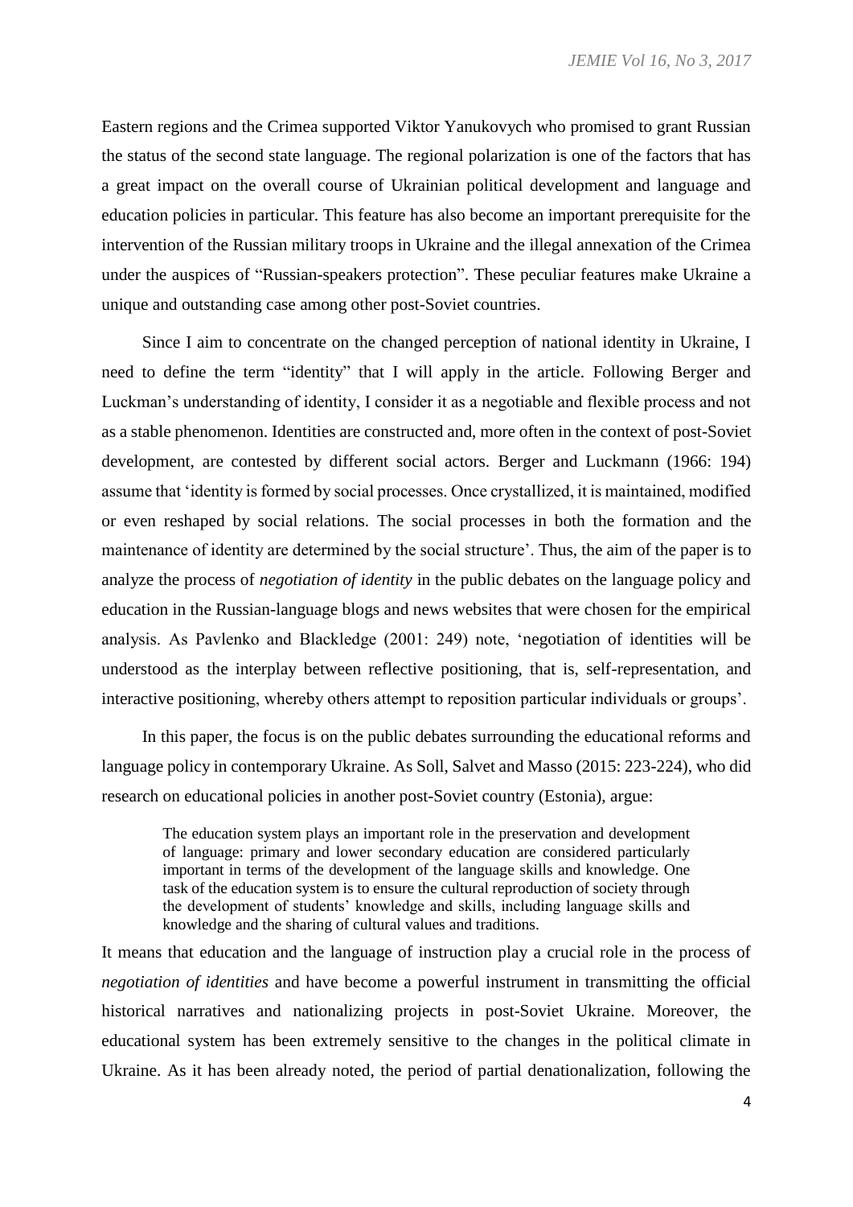Eastern regions and the Crimea supported Viktor Yanukovych who promised to grant Russian the status of the second state language. The regional polarization is one of the factors that has a great impact on the overall course of Ukrainian political development and language and education policies in particular. This feature has also become an important prerequisite for the intervention of the Russian military troops in Ukraine and the illegal annexation of the Crimea under the auspices of "Russian-speakers protection". These peculiar features make Ukraine a unique and outstanding case among other post-Soviet countries.

Since I aim to concentrate on the changed perception of national identity in Ukraine, I need to define the term "identity" that I will apply in the article. Following Berger and Luckman's understanding of identity, I consider it as a negotiable and flexible process and not as a stable phenomenon. Identities are constructed and, more often in the context of post-Soviet development, are contested by different social actors. Berger and Luckmann (1966: 194) assume that 'identity is formed by social processes. Once crystallized, it is maintained, modified or even reshaped by social relations. The social processes in both the formation and the maintenance of identity are determined by the social structure'. Thus, the aim of the paper is to analyze the process of *negotiation of identity* in the public debates on the language policy and education in the Russian-language blogs and news websites that were chosen for the empirical analysis. As Pavlenko and Blackledge (2001: 249) note, 'negotiation of identities will be understood as the interplay between reflective positioning, that is, self-representation, and interactive positioning, whereby others attempt to reposition particular individuals or groups'.

In this paper, the focus is on the public debates surrounding the educational reforms and language policy in contemporary Ukraine. As Soll, Salvet and Masso (2015: 223-224), who did research on educational policies in another post-Soviet country (Estonia), argue:

> The education system plays an important role in the preservation and development of language: primary and lower secondary education are considered particularly important in terms of the development of the language skills and knowledge. One task of the education system is to ensure the cultural reproduction of society through the development of students' knowledge and skills, including language skills and knowledge and the sharing of cultural values and traditions.

It means that education and the language of instruction play a crucial role in the process of *negotiation of identities* and have become a powerful instrument in transmitting the official historical narratives and nationalizing projects in post-Soviet Ukraine. Moreover, the educational system has been extremely sensitive to the changes in the political climate in Ukraine. As it has been already noted, the period of partial denationalization, following the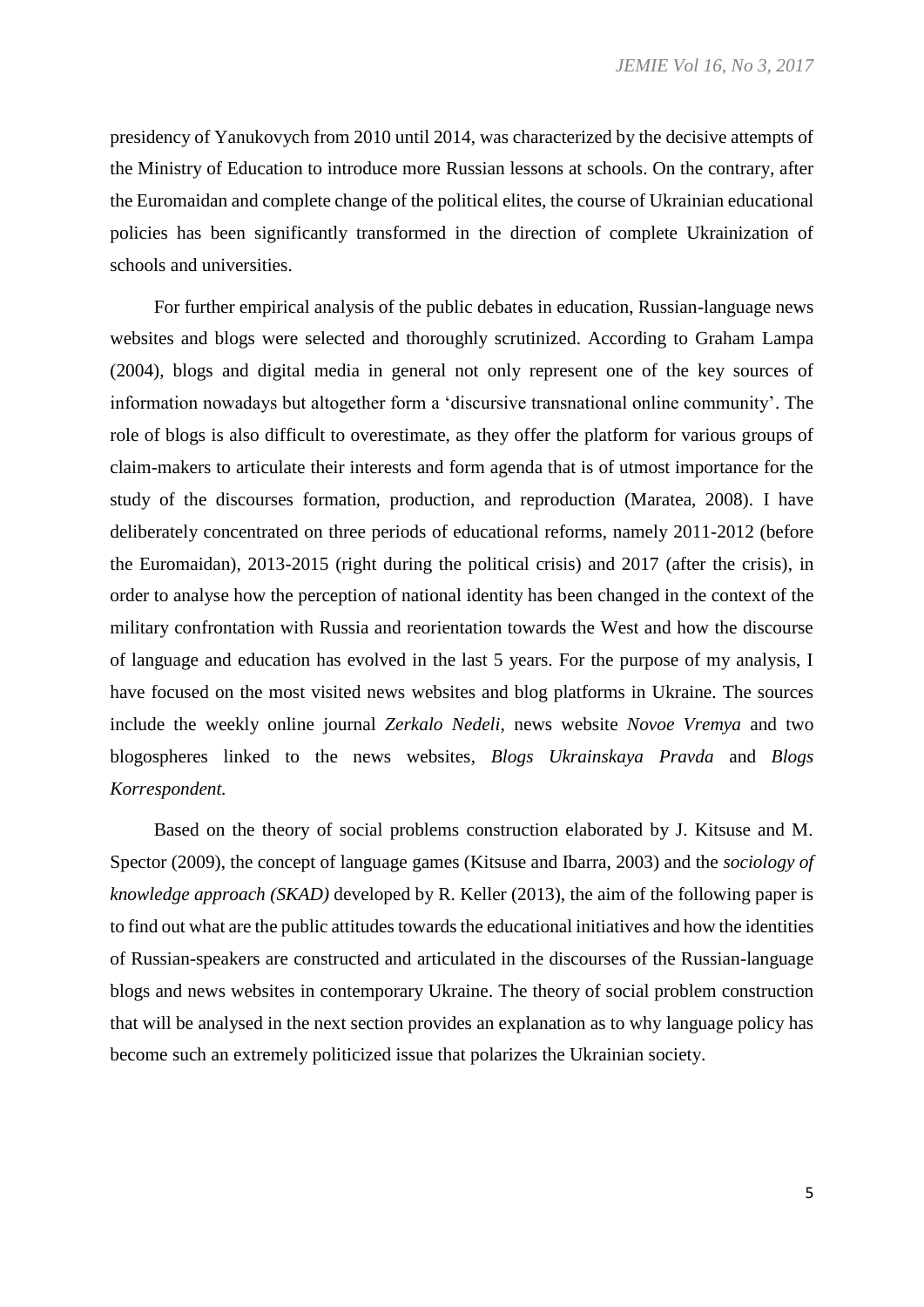presidency of Yanukovych from 2010 until 2014, was characterized by the decisive attempts of the Ministry of Education to introduce more Russian lessons at schools. On the contrary, after the Euromaidan and complete change of the political elites, the course of Ukrainian educational policies has been significantly transformed in the direction of complete Ukrainization of schools and universities.

For further empirical analysis of the public debates in education, Russian-language news websites and blogs were selected and thoroughly scrutinized. According to Graham Lampa (2004), blogs and digital media in general not only represent one of the key sources of information nowadays but altogether form a 'discursive transnational online community'. The role of blogs is also difficult to overestimate, as they offer the platform for various groups of claim-makers to articulate their interests and form agenda that is of utmost importance for the study of the discourses formation, production, and reproduction (Maratea, 2008). I have deliberately concentrated on three periods of educational reforms, namely 2011-2012 (before the Euromaidan), 2013-2015 (right during the political crisis) and 2017 (after the crisis), in order to analyse how the perception of national identity has been changed in the context of the military confrontation with Russia and reorientation towards the West and how the discourse of language and education has evolved in the last 5 years. For the purpose of my analysis, I have focused on the most visited news websites and blog platforms in Ukraine. The sources include the weekly online journal *Zerkalo Nedeli*, news website *Novoe Vremya* and two blogospheres linked to the news websites, *Blogs Ukrainskaya Pravda* and *Blogs Korrespondent.*

Based on the theory of social problems construction elaborated by J. Kitsuse and M. Spector (2009), the concept of language games (Kitsuse and Ibarra, 2003) and the *sociology of knowledge approach (SKAD)* developed by R. Keller (2013), the aim of the following paper is to find out what are the public attitudes towards the educational initiatives and how the identities of Russian-speakers are constructed and articulated in the discourses of the Russian-language blogs and news websites in contemporary Ukraine. The theory of social problem construction that will be analysed in the next section provides an explanation as to why language policy has become such an extremely politicized issue that polarizes the Ukrainian society.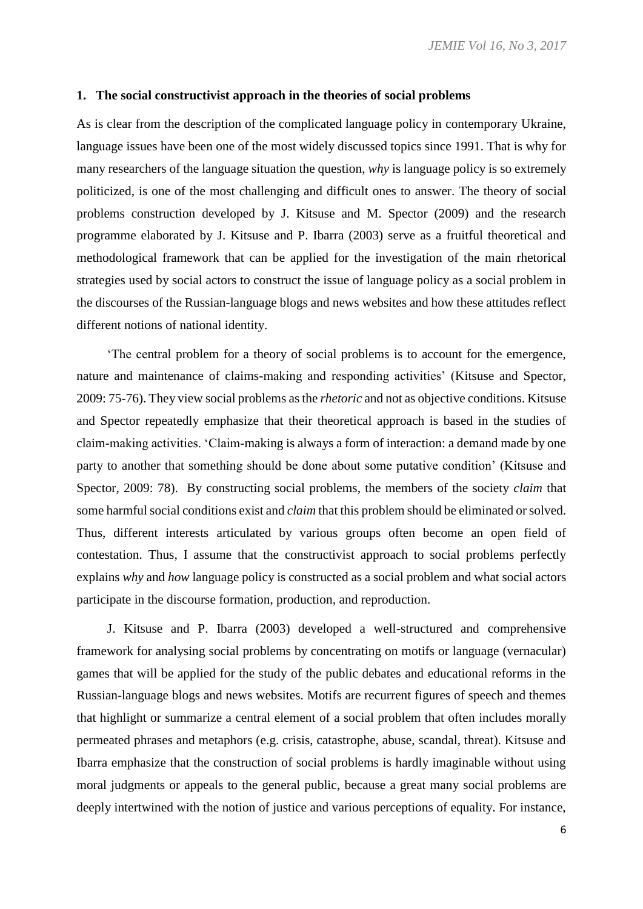## 1. The social constructivist approach in the theories of social problems

As is clear from the description of the complicated language policy in contemporary Ukraine, language issues have been one of the most widely discussed topics since 1991. That is why for many researchers of the language situation the question, *why* is language policy is so extremely politicized, is one of the most challenging and difficult ones to answer. The theory of social problems construction developed by J. Kitsuse and M. Spector (2009) and the research programme elaborated by J. Kitsuse and P. Ibarra (2003) serve as a fruitful theoretical and methodological framework that can be applied for the investigation of the main rhetorical strategies used by social actors to construct the issue of language policy as a social problem in the discourses of the Russian-language blogs and news websites and how these attitudes reflect different notions of national identity.

'The central problem for a theory of social problems is to account for the emergence, nature and maintenance of claims-making and responding activities' (Kitsuse and Spector, 2009: 75-76). They view social problems as the *rhetoric* and not as objective conditions. Kitsuse and Spector repeatedly emphasize that their theoretical approach is based in the studies of claim-making activities. 'Claim-making is always a form of interaction: a demand made by one party to another that something should be done about some putative condition' (Kitsuse and Spector, 2009: 78). By constructing social problems, the members of the society *claim* that some harmful social conditions exist and *claim* that this problem should be eliminated or solved. Thus, different interests articulated by various groups often become an open field of contestation. Thus, I assume that the constructivist approach to social problems perfectly explains *why* and *how* language policy is constructed as a social problem and what social actors participate in the discourse formation, production, and reproduction.

J. Kitsuse and P. Ibarra (2003) developed a well-structured and comprehensive framework for analysing social problems by concentrating on motifs or language (vernacular) games that will be applied for the study of the public debates and educational reforms in the Russian-language blogs and news websites. Motifs are recurrent figures of speech and themes that highlight or summarize a central element of a social problem that often includes morally permeated phrases and metaphors (e.g. crisis, catastrophe, abuse, scandal, threat). Kitsuse and Ibarra emphasize that the construction of social problems is hardly imaginable without using moral judgments or appeals to the general public, because a great many social problems are deeply intertwined with the notion of justice and various perceptions of equality. For instance,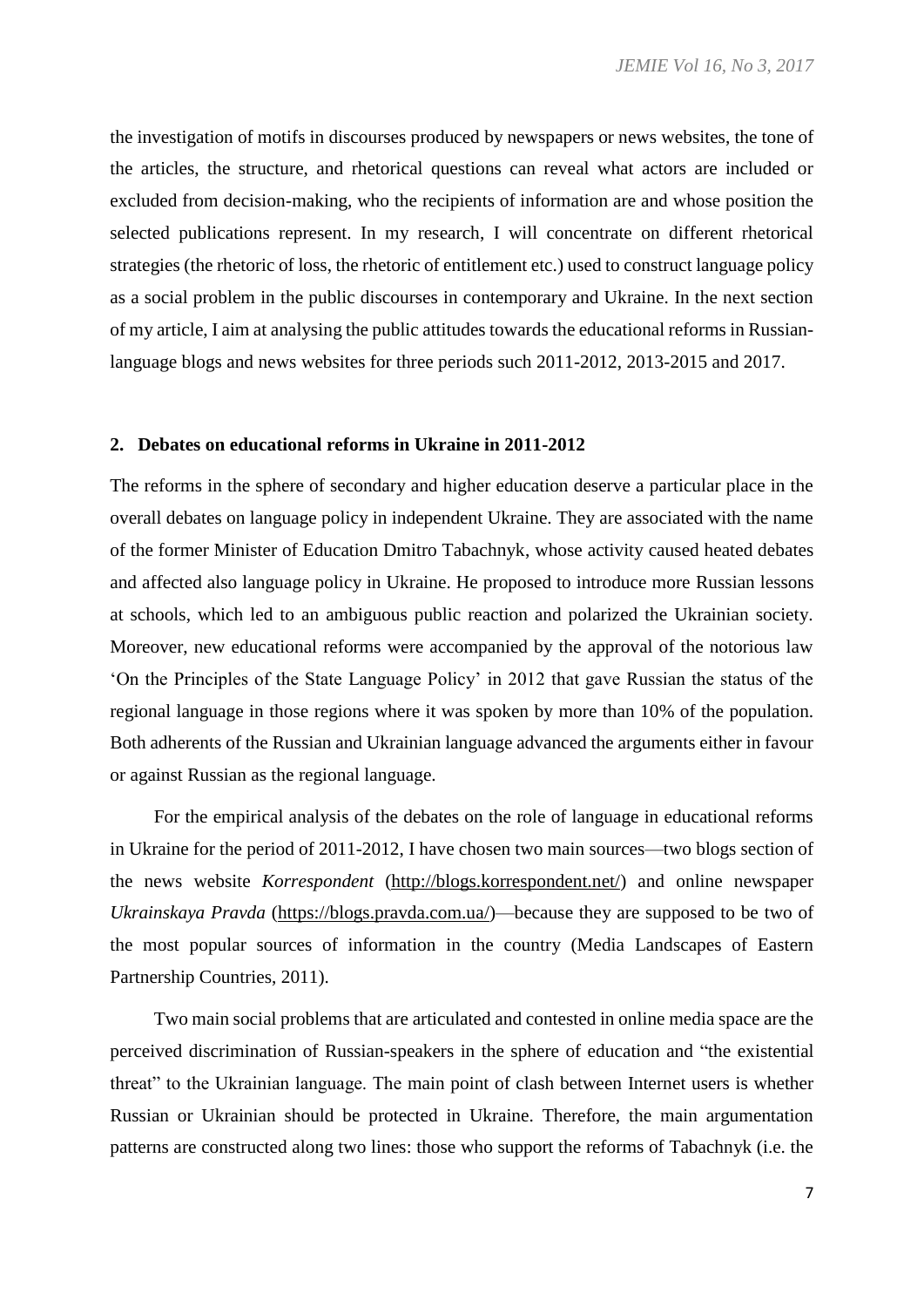the investigation of motifs in discourses produced by newspapers or news websites, the tone of the articles, the structure, and rhetorical questions can reveal what actors are included or excluded from decision-making, who the recipients of information are and whose position the selected publications represent. In my research, I will concentrate on different rhetorical strategies (the rhetoric of loss, the rhetoric of entitlement etc.) used to construct language policy as a social problem in the public discourses in contemporary and Ukraine. In the next section of my article, I aim at analysing the public attitudes towards the educational reforms in Russian-language blogs and news websites for three periods such 2011-2012, 2013-2015 and 2017.

## 2. Debates on educational reforms in Ukraine in 2011-2012

The reforms in the sphere of secondary and higher education deserve a particular place in the overall debates on language policy in independent Ukraine. They are associated with the name of the former Minister of Education Dmitro Tabachnyk, whose activity caused heated debates and affected also language policy in Ukraine. He proposed to introduce more Russian lessons at schools, which led to an ambiguous public reaction and polarized the Ukrainian society. Moreover, new educational reforms were accompanied by the approval of the notorious law 'On the Principles of the State Language Policy' in 2012 that gave Russian the status of the regional language in those regions where it was spoken by more than 10% of the population. Both adherents of the Russian and Ukrainian language advanced the arguments either in favour or against Russian as the regional language.

For the empirical analysis of the debates on the role of language in educational reforms in Ukraine for the period of 2011-2012, I have chosen two main sources—two blogs section of the news website *Korrespondent* (http://blogs.korrespondent.net/) and online newspaper *Ukrainskaya Pravda* (https://blogs.pravda.com.ua/)—because they are supposed to be two of the most popular sources of information in the country (Media Landscapes of Eastern Partnership Countries, 2011).

Two main social problems that are articulated and contested in online media space are the perceived discrimination of Russian-speakers in the sphere of education and "the existential threat" to the Ukrainian language. The main point of clash between Internet users is whether Russian or Ukrainian should be protected in Ukraine. Therefore, the main argumentation patterns are constructed along two lines: those who support the reforms of Tabachnyk (i.e. the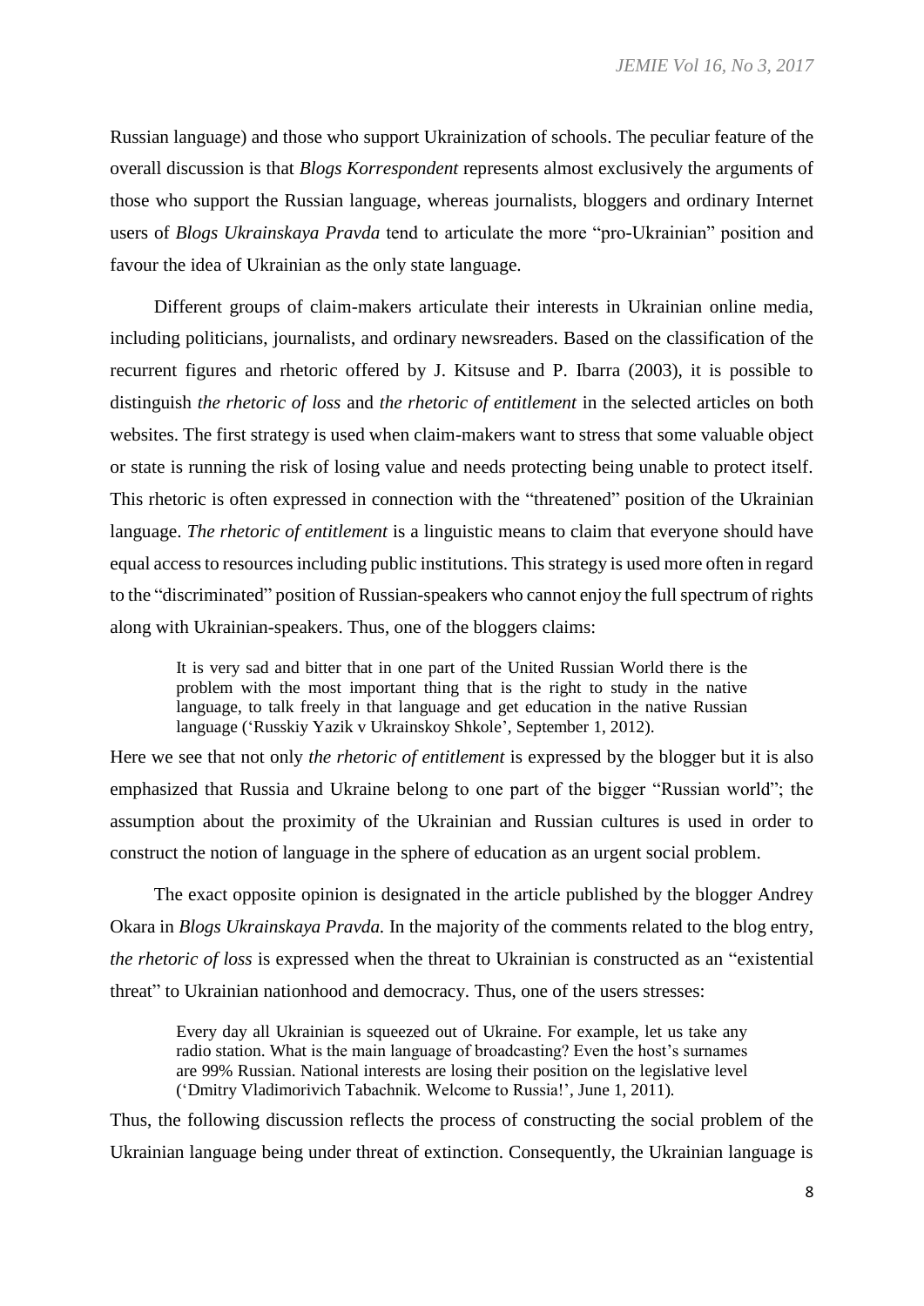Russian language) and those who support Ukrainization of schools. The peculiar feature of the overall discussion is that *Blogs Korrespondent* represents almost exclusively the arguments of those who support the Russian language, whereas journalists, bloggers and ordinary Internet users of *Blogs Ukrainskaya Pravda* tend to articulate the more "pro-Ukrainian" position and favour the idea of Ukrainian as the only state language.

Different groups of claim-makers articulate their interests in Ukrainian online media, including politicians, journalists, and ordinary newsreaders. Based on the classification of the recurrent figures and rhetoric offered by J. Kitsuse and P. Ibarra (2003), it is possible to distinguish *the rhetoric of loss* and *the rhetoric of entitlement* in the selected articles on both websites. The first strategy is used when claim-makers want to stress that some valuable object or state is running the risk of losing value and needs protecting being unable to protect itself. This rhetoric is often expressed in connection with the "threatened" position of the Ukrainian language. *The rhetoric of entitlement* is a linguistic means to claim that everyone should have equal access to resources including public institutions. This strategy is used more often in regard to the "discriminated" position of Russian-speakers who cannot enjoy the full spectrum of rights along with Ukrainian-speakers. Thus, one of the bloggers claims:

> It is very sad and bitter that in one part of the United Russian World there is the problem with the most important thing that is the right to study in the native language, to talk freely in that language and get education in the native Russian language ('Russkiy Yazik v Ukrainskoy Shkole', September 1, 2012).

Here we see that not only *the rhetoric of entitlement* is expressed by the blogger but it is also emphasized that Russia and Ukraine belong to one part of the bigger "Russian world"; the assumption about the proximity of the Ukrainian and Russian cultures is used in order to construct the notion of language in the sphere of education as an urgent social problem.

The exact opposite opinion is designated in the article published by the blogger Andrey Okara in *Blogs Ukrainskaya Pravda.* In the majority of the comments related to the blog entry, *the rhetoric of loss* is expressed when the threat to Ukrainian is constructed as an "existential threat" to Ukrainian nationhood and democracy. Thus, one of the users stresses:

> Every day all Ukrainian is squeezed out of Ukraine. For example, let us take any radio station. What is the main language of broadcasting? Even the host's surnames are 99% Russian. National interests are losing their position on the legislative level ('Dmitry Vladimorivich Tabachnik. Welcome to Russia!', June 1, 2011).

Thus, the following discussion reflects the process of constructing the social problem of the Ukrainian language being under threat of extinction. Consequently, the Ukrainian language is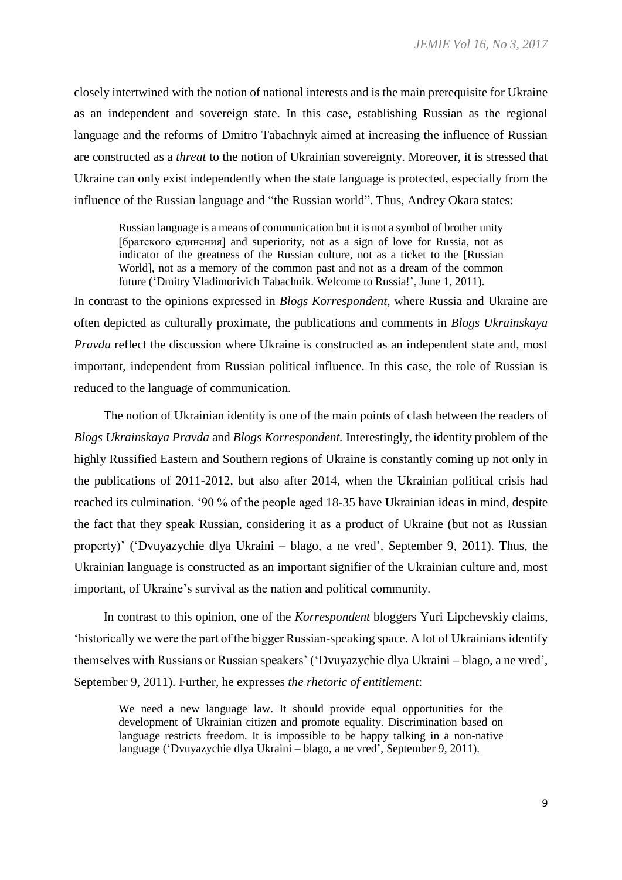closely intertwined with the notion of national interests and is the main prerequisite for Ukraine as an independent and sovereign state. In this case, establishing Russian as the regional language and the reforms of Dmitro Tabachnyk aimed at increasing the influence of Russian are constructed as a *threat* to the notion of Ukrainian sovereignty. Moreover, it is stressed that Ukraine can only exist independently when the state language is protected, especially from the influence of the Russian language and "the Russian world". Thus, Andrey Okara states:

> Russian language is a means of communication but it is not a symbol of brother unity [братского единения] and superiority, not as a sign of love for Russia, not as indicator of the greatness of the Russian culture, not as a ticket to the [Russian World], not as a memory of the common past and not as a dream of the common future ('Dmitry Vladimorivich Tabachnik. Welcome to Russia!', June 1, 2011).

In contrast to the opinions expressed in *Blogs Korrespondent,* where Russia and Ukraine are often depicted as culturally proximate, the publications and comments in *Blogs Ukrainskaya Pravda* reflect the discussion where Ukraine is constructed as an independent state and, most important, independent from Russian political influence. In this case, the role of Russian is reduced to the language of communication.

The notion of Ukrainian identity is one of the main points of clash between the readers of *Blogs Ukrainskaya Pravda* and *Blogs Korrespondent.* Interestingly, the identity problem of the highly Russified Eastern and Southern regions of Ukraine is constantly coming up not only in the publications of 2011-2012, but also after 2014, when the Ukrainian political crisis had reached its culmination. '90 % of the people aged 18-35 have Ukrainian ideas in mind, despite the fact that they speak Russian, considering it as a product of Ukraine (but not as Russian property)' ('Dvuyazychie dlya Ukraini – blago, a ne vred', September 9, 2011). Thus, the Ukrainian language is constructed as an important signifier of the Ukrainian culture and, most important, of Ukraine's survival as the nation and political community.

In contrast to this opinion, one of the *Korrespondent* bloggers Yuri Lipchevskiy claims, 'historically we were the part of the bigger Russian-speaking space. A lot of Ukrainians identify themselves with Russians or Russian speakers' ('Dvuyazychie dlya Ukraini – blago, a ne vred', September 9, 2011). Further, he expresses *the rhetoric of entitlement*:

> We need a new language law. It should provide equal opportunities for the development of Ukrainian citizen and promote equality. Discrimination based on language restricts freedom. It is impossible to be happy talking in a non-native language ('Dvuyazychie dlya Ukraini – blago, a ne vred', September 9, 2011).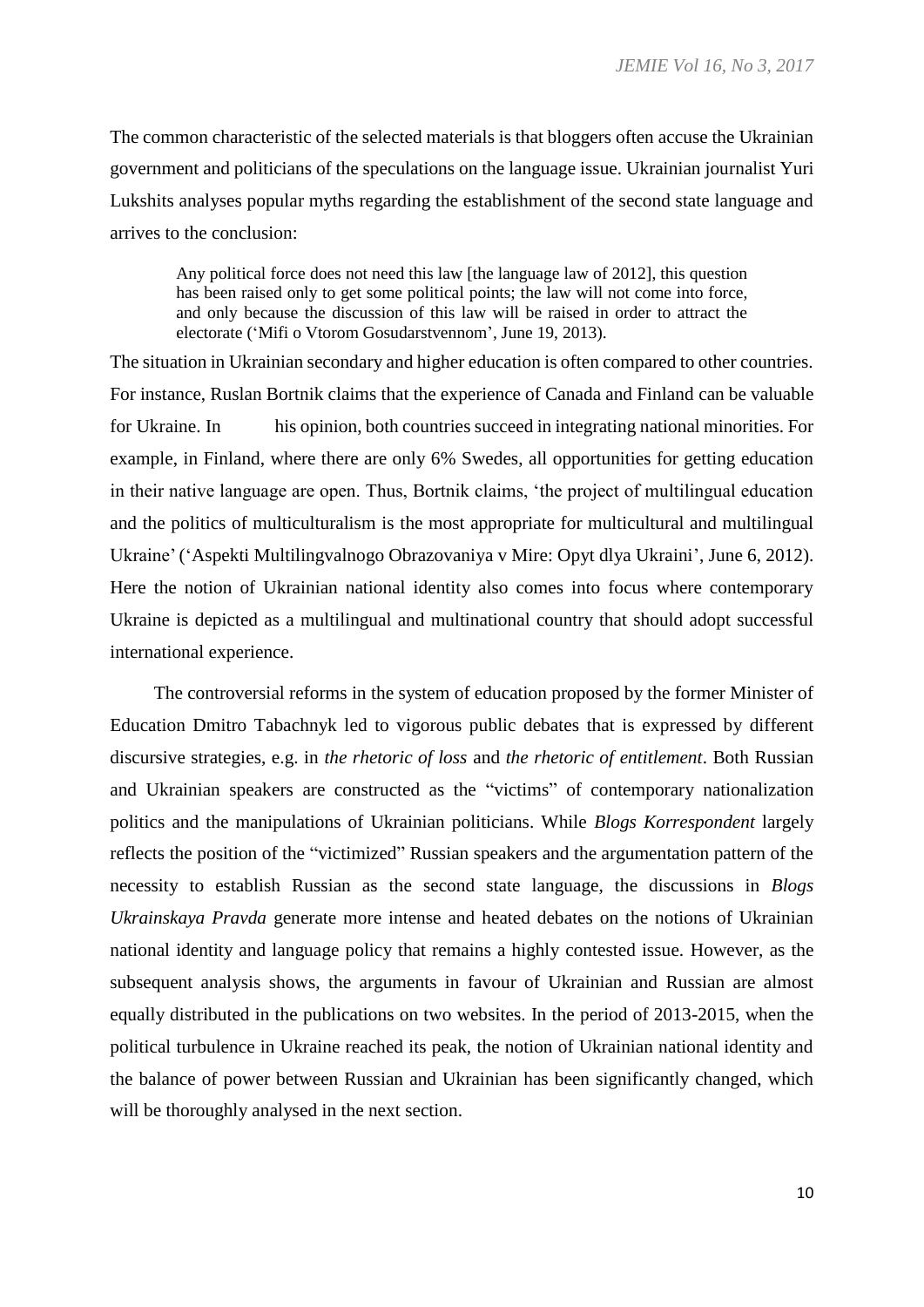The common characteristic of the selected materials is that bloggers often accuse the Ukrainian government and politicians of the speculations on the language issue. Ukrainian journalist Yuri Lukshits analyses popular myths regarding the establishment of the second state language and arrives to the conclusion:

> Any political force does not need this law [the language law of 2012], this question has been raised only to get some political points; the law will not come into force, and only because the discussion of this law will be raised in order to attract the electorate ('Mifi o Vtorom Gosudarstvennom', June 19, 2013).

The situation in Ukrainian secondary and higher education is often compared to other countries. For instance, Ruslan Bortnik claims that the experience of Canada and Finland can be valuable for Ukraine. In his opinion, both countries succeed in integrating national minorities. For example, in Finland, where there are only 6% Swedes, all opportunities for getting education in their native language are open. Thus, Bortnik claims, 'the project of multilingual education and the politics of multiculturalism is the most appropriate for multicultural and multilingual Ukraine' ('Aspekti Multilingvalnogo Obrazovaniya v Mire: Opyt dlya Ukraini', June 6, 2012). Here the notion of Ukrainian national identity also comes into focus where contemporary Ukraine is depicted as a multilingual and multinational country that should adopt successful international experience.

The controversial reforms in the system of education proposed by the former Minister of Education Dmitro Tabachnyk led to vigorous public debates that is expressed by different discursive strategies, e.g. in *the rhetoric of loss* and *the rhetoric of entitlement*. Both Russian and Ukrainian speakers are constructed as the "victims" of contemporary nationalization politics and the manipulations of Ukrainian politicians. While *Blogs Korrespondent* largely reflects the position of the "victimized" Russian speakers and the argumentation pattern of the necessity to establish Russian as the second state language, the discussions in *Blogs Ukrainskaya Pravda* generate more intense and heated debates on the notions of Ukrainian national identity and language policy that remains a highly contested issue. However, as the subsequent analysis shows, the arguments in favour of Ukrainian and Russian are almost equally distributed in the publications on two websites. In the period of 2013-2015, when the political turbulence in Ukraine reached its peak, the notion of Ukrainian national identity and the balance of power between Russian and Ukrainian has been significantly changed, which will be thoroughly analysed in the next section.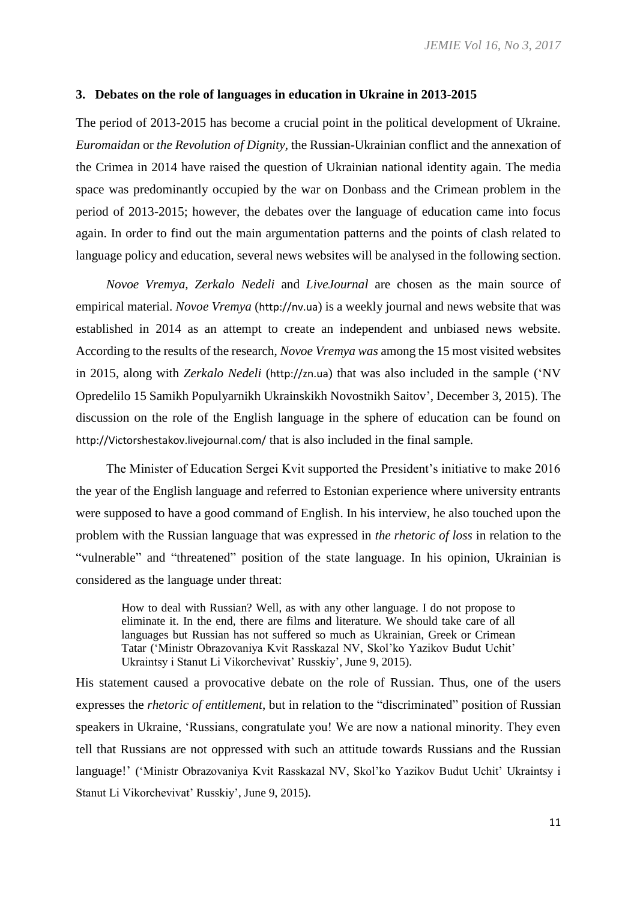### 3. Debates on the role of languages in education in Ukraine in 2013-2015

The period of 2013-2015 has become a crucial point in the political development of Ukraine. *Euromaidan* or *the Revolution of Dignity*, the Russian-Ukrainian conflict and the annexation of the Crimea in 2014 have raised the question of Ukrainian national identity again. The media space was predominantly occupied by the war on Donbass and the Crimean problem in the period of 2013-2015; however, the debates over the language of education came into focus again. In order to find out the main argumentation patterns and the points of clash related to language policy and education, several news websites will be analysed in the following section.

*Novoe Vremya*, *Zerkalo Nedeli* and *LiveJournal* are chosen as the main source of empirical material. *Novoe Vremya* (http://nv.ua) is a weekly journal and news website that was established in 2014 as an attempt to create an independent and unbiased news website. According to the results of the research, *Novoe Vremya was* among the 15 most visited websites in 2015, along with *Zerkalo Nedeli* (http://zn.ua) that was also included in the sample ('NV Opredelilo 15 Samikh Populyarnikh Ukrainskikh Novostnikh Saitov', December 3, 2015). The discussion on the role of the English language in the sphere of education can be found on http://Victorshestakov.livejournal.com/ that is also included in the final sample.

The Minister of Education Sergei Kvit supported the President's initiative to make 2016 the year of the English language and referred to Estonian experience where university entrants were supposed to have a good command of English. In his interview, he also touched upon the problem with the Russian language that was expressed in *the rhetoric of loss* in relation to the "vulnerable" and "threatened" position of the state language. In his opinion, Ukrainian is considered as the language under threat:

> How to deal with Russian? Well, as with any other language. I do not propose to eliminate it. In the end, there are films and literature. We should take care of all languages but Russian has not suffered so much as Ukrainian, Greek or Crimean Tatar ('Ministr Obrazovaniya Kvit Rasskazal NV, Skol'ko Yazikov Budut Uchit' Ukraintsy i Stanut Li Vikorchevivat' Russkiy', June 9, 2015).

His statement caused a provocative debate on the role of Russian. Thus, one of the users expresses the *rhetoric of entitlement*, but in relation to the "discriminated" position of Russian speakers in Ukraine, 'Russians, congratulate you! We are now a national minority. They even tell that Russians are not oppressed with such an attitude towards Russians and the Russian language!' ('Ministr Obrazovaniya Kvit Rasskazal NV, Skol'ko Yazikov Budut Uchit' Ukraintsy i Stanut Li Vikorchevivat' Russkiy', June 9, 2015).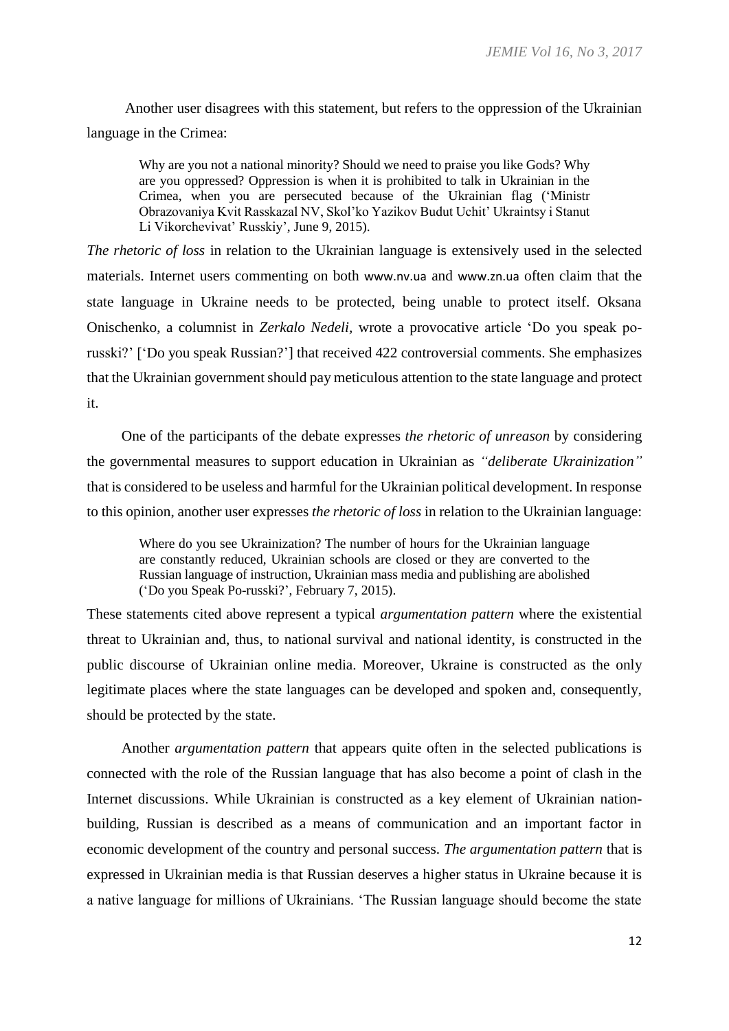Another user disagrees with this statement, but refers to the oppression of the Ukrainian language in the Crimea:

> Why are you not a national minority? Should we need to praise you like Gods? Why are you oppressed? Oppression is when it is prohibited to talk in Ukrainian in the Crimea, when you are persecuted because of the Ukrainian flag ('Ministr Obrazovaniya Kvit Rasskazal NV, Skol'ko Yazikov Budut Uchit' Ukraintsy i Stanut Li Vikorchevivat' Russkiy', June 9, 2015).

*The rhetoric of loss* in relation to the Ukrainian language is extensively used in the selected materials. Internet users commenting on both www.nv.ua and www.zn.ua often claim that the state language in Ukraine needs to be protected, being unable to protect itself. Oksana Onischenko, a columnist in *Zerkalo Nedeli*, wrote a provocative article 'Do you speak po-russki?' ['Do you speak Russian?'] that received 422 controversial comments. She emphasizes that the Ukrainian government should pay meticulous attention to the state language and protect it.

One of the participants of the debate expresses *the rhetoric of unreason* by considering the governmental measures to support education in Ukrainian as *"deliberate Ukrainization"* that is considered to be useless and harmful for the Ukrainian political development. In response to this opinion, another user expresses *the rhetoric of loss* in relation to the Ukrainian language:

> Where do you see Ukrainization? The number of hours for the Ukrainian language are constantly reduced, Ukrainian schools are closed or they are converted to the Russian language of instruction, Ukrainian mass media and publishing are abolished ('Do you Speak Po-russki?', February 7, 2015).

These statements cited above represent a typical *argumentation pattern* where the existential threat to Ukrainian and, thus, to national survival and national identity, is constructed in the public discourse of Ukrainian online media. Moreover, Ukraine is constructed as the only legitimate places where the state languages can be developed and spoken and, consequently, should be protected by the state.

Another *argumentation pattern* that appears quite often in the selected publications is connected with the role of the Russian language that has also become a point of clash in the Internet discussions. While Ukrainian is constructed as a key element of Ukrainian nation-building, Russian is described as a means of communication and an important factor in economic development of the country and personal success. *The argumentation pattern* that is expressed in Ukrainian media is that Russian deserves a higher status in Ukraine because it is a native language for millions of Ukrainians. 'The Russian language should become the state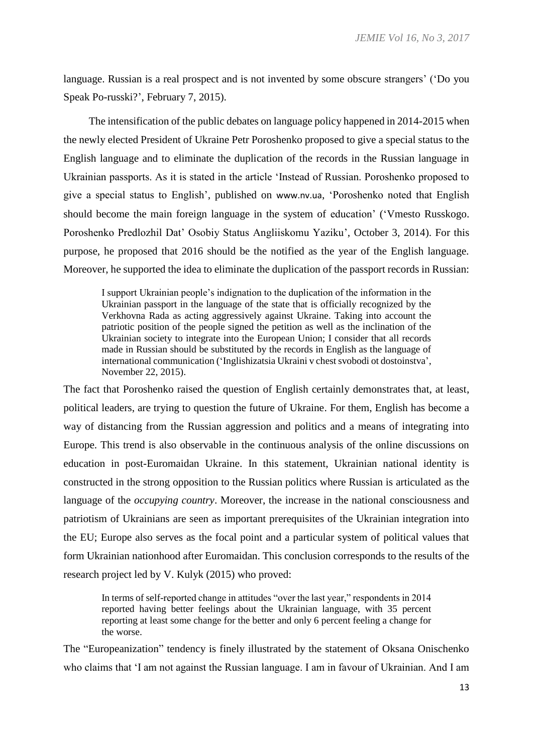language. Russian is a real prospect and is not invented by some obscure strangers' ('Do you Speak Po-russki?', February 7, 2015).

The intensification of the public debates on language policy happened in 2014-2015 when the newly elected President of Ukraine Petr Poroshenko proposed to give a special status to the English language and to eliminate the duplication of the records in the Russian language in Ukrainian passports. As it is stated in the article 'Instead of Russian. Poroshenko proposed to give a special status to English', published on www.nv.ua, 'Poroshenko noted that English should become the main foreign language in the system of education' ('Vmesto Russkogo. Poroshenko Predlozhil Dat' Osobiy Status Angliiskomu Yaziku', October 3, 2014). For this purpose, he proposed that 2016 should be the notified as the year of the English language. Moreover, he supported the idea to eliminate the duplication of the passport records in Russian:

> I support Ukrainian people's indignation to the duplication of the information in the Ukrainian passport in the language of the state that is officially recognized by the Verkhovna Rada as acting aggressively against Ukraine. Taking into account the patriotic position of the people signed the petition as well as the inclination of the Ukrainian society to integrate into the European Union; I consider that all records made in Russian should be substituted by the records in English as the language of international communication ('Inglishizatsia Ukraini v chest svobodi ot dostoinstva', November 22, 2015).

The fact that Poroshenko raised the question of English certainly demonstrates that, at least, political leaders, are trying to question the future of Ukraine. For them, English has become a way of distancing from the Russian aggression and politics and a means of integrating into Europe. This trend is also observable in the continuous analysis of the online discussions on education in post-Euromaidan Ukraine. In this statement, Ukrainian national identity is constructed in the strong opposition to the Russian politics where Russian is articulated as the language of the *occupying country*. Moreover, the increase in the national consciousness and patriotism of Ukrainians are seen as important prerequisites of the Ukrainian integration into the EU; Europe also serves as the focal point and a particular system of political values that form Ukrainian nationhood after Euromaidan. This conclusion corresponds to the results of the research project led by V. Kulyk (2015) who proved:

> In terms of self-reported change in attitudes "over the last year," respondents in 2014 reported having better feelings about the Ukrainian language, with 35 percent reporting at least some change for the better and only 6 percent feeling a change for the worse.

The "Europeanization" tendency is finely illustrated by the statement of Oksana Onischenko who claims that 'I am not against the Russian language. I am in favour of Ukrainian. And I am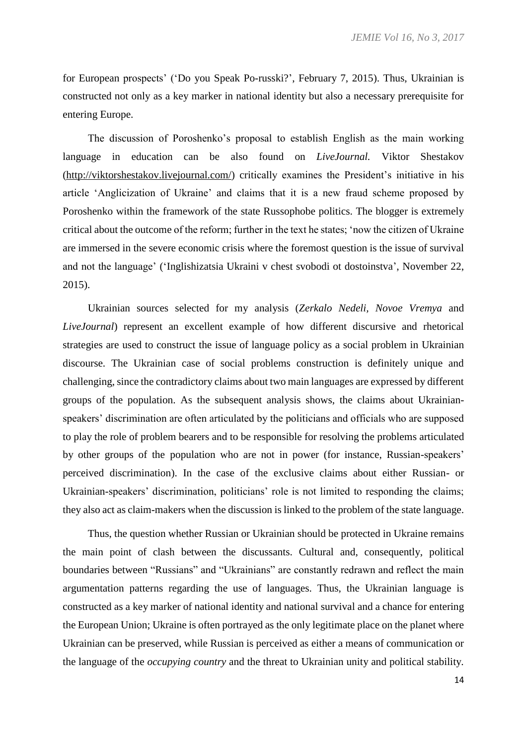for European prospects' ('Do you Speak Po-russki?', February 7, 2015). Thus, Ukrainian is constructed not only as a key marker in national identity but also a necessary prerequisite for entering Europe.

The discussion of Poroshenko's proposal to establish English as the main working language in education can be also found on *LiveJournal.* Viktor Shestakov (http://viktorshestakov.livejournal.com/) critically examines the President's initiative in his article 'Anglicization of Ukraine' and claims that it is a new fraud scheme proposed by Poroshenko within the framework of the state Russophobe politics. The blogger is extremely critical about the outcome of the reform; further in the text he states; 'now the citizen of Ukraine are immersed in the severe economic crisis where the foremost question is the issue of survival and not the language' ('Inglishizatsia Ukraini v chest svobodi ot dostoinstva', November 22, 2015).

Ukrainian sources selected for my analysis (*Zerkalo Nedeli*, *Novoe Vremya* and *LiveJournal*) represent an excellent example of how different discursive and rhetorical strategies are used to construct the issue of language policy as a social problem in Ukrainian discourse. The Ukrainian case of social problems construction is definitely unique and challenging, since the contradictory claims about two main languages are expressed by different groups of the population. As the subsequent analysis shows, the claims about Ukrainian-speakers' discrimination are often articulated by the politicians and officials who are supposed to play the role of problem bearers and to be responsible for resolving the problems articulated by other groups of the population who are not in power (for instance, Russian-speakers' perceived discrimination). In the case of the exclusive claims about either Russian- or Ukrainian-speakers' discrimination, politicians' role is not limited to responding the claims; they also act as claim-makers when the discussion is linked to the problem of the state language.

Thus, the question whether Russian or Ukrainian should be protected in Ukraine remains the main point of clash between the discussants. Cultural and, consequently, political boundaries between "Russians" and "Ukrainians" are constantly redrawn and reflect the main argumentation patterns regarding the use of languages. Thus, the Ukrainian language is constructed as a key marker of national identity and national survival and a chance for entering the European Union; Ukraine is often portrayed as the only legitimate place on the planet where Ukrainian can be preserved, while Russian is perceived as either a means of communication or the language of the *occupying country* and the threat to Ukrainian unity and political stability.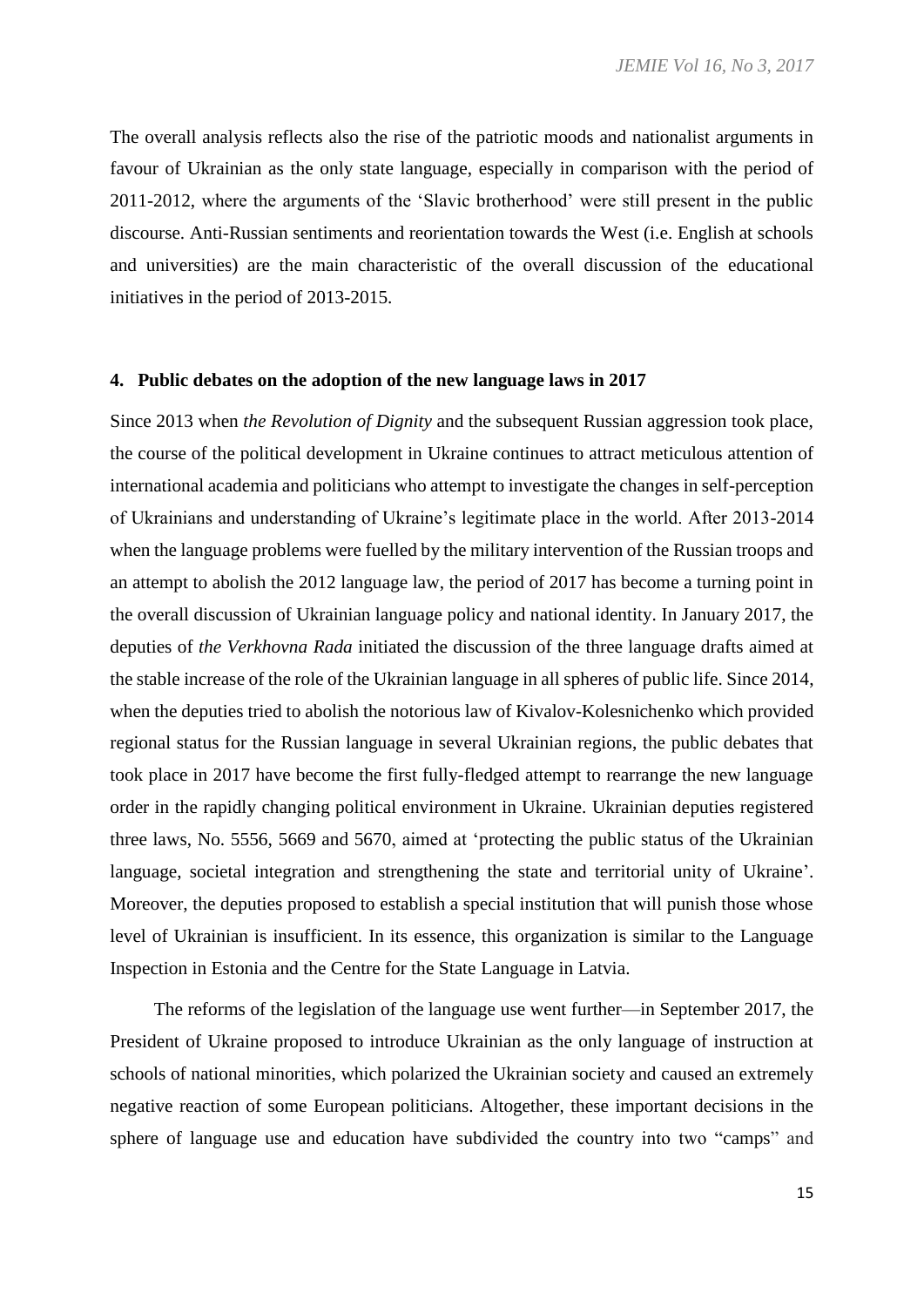The overall analysis reflects also the rise of the patriotic moods and nationalist arguments in favour of Ukrainian as the only state language, especially in comparison with the period of 2011-2012, where the arguments of the 'Slavic brotherhood' were still present in the public discourse. Anti-Russian sentiments and reorientation towards the West (i.e. English at schools and universities) are the main characteristic of the overall discussion of the educational initiatives in the period of 2013-2015.

## 4. Public debates on the adoption of the new language laws in 2017

Since 2013 when *the Revolution of Dignity* and the subsequent Russian aggression took place, the course of the political development in Ukraine continues to attract meticulous attention of international academia and politicians who attempt to investigate the changes in self-perception of Ukrainians and understanding of Ukraine's legitimate place in the world. After 2013-2014 when the language problems were fuelled by the military intervention of the Russian troops and an attempt to abolish the 2012 language law, the period of 2017 has become a turning point in the overall discussion of Ukrainian language policy and national identity. In January 2017, the deputies of *the Verkhovna Rada* initiated the discussion of the three language drafts aimed at the stable increase of the role of the Ukrainian language in all spheres of public life. Since 2014, when the deputies tried to abolish the notorious law of Kivalov-Kolesnichenko which provided regional status for the Russian language in several Ukrainian regions, the public debates that took place in 2017 have become the first fully-fledged attempt to rearrange the new language order in the rapidly changing political environment in Ukraine. Ukrainian deputies registered three laws, No. 5556, 5669 and 5670, aimed at 'protecting the public status of the Ukrainian language, societal integration and strengthening the state and territorial unity of Ukraine'. Moreover, the deputies proposed to establish a special institution that will punish those whose level of Ukrainian is insufficient. In its essence, this organization is similar to the Language Inspection in Estonia and the Centre for the State Language in Latvia.

The reforms of the legislation of the language use went further—in September 2017, the President of Ukraine proposed to introduce Ukrainian as the only language of instruction at schools of national minorities, which polarized the Ukrainian society and caused an extremely negative reaction of some European politicians. Altogether, these important decisions in the sphere of language use and education have subdivided the country into two "camps" and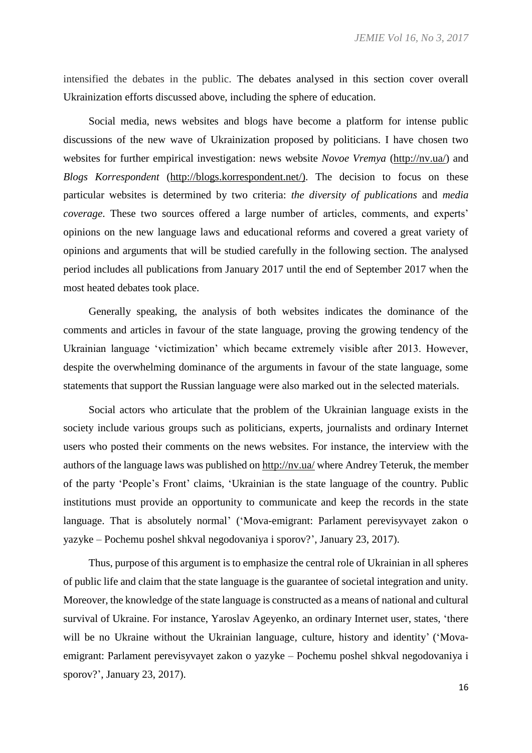intensified the debates in the public. The debates analysed in this section cover overall Ukrainization efforts discussed above, including the sphere of education.

Social media, news websites and blogs have become a platform for intense public discussions of the new wave of Ukrainization proposed by politicians. I have chosen two websites for further empirical investigation: news website *Novoe Vremya* (http://nv.ua/) and *Blogs Korrespondent* (http://blogs.korrespondent.net/). The decision to focus on these particular websites is determined by two criteria: *the diversity of publications* and *media coverage*. These two sources offered a large number of articles, comments, and experts' opinions on the new language laws and educational reforms and covered a great variety of opinions and arguments that will be studied carefully in the following section. The analysed period includes all publications from January 2017 until the end of September 2017 when the most heated debates took place.

Generally speaking, the analysis of both websites indicates the dominance of the comments and articles in favour of the state language, proving the growing tendency of the Ukrainian language 'victimization' which became extremely visible after 2013. However, despite the overwhelming dominance of the arguments in favour of the state language, some statements that support the Russian language were also marked out in the selected materials.

Social actors who articulate that the problem of the Ukrainian language exists in the society include various groups such as politicians, experts, journalists and ordinary Internet users who posted their comments on the news websites. For instance, the interview with the authors of the language laws was published on http://nv.ua/ where Andrey Teteruk, the member of the party 'People's Front' claims, 'Ukrainian is the state language of the country. Public institutions must provide an opportunity to communicate and keep the records in the state language. That is absolutely normal' ('Mova-emigrant: Parlament perevisyvayet zakon o yazyke – Pochemu poshel shkval negodovaniya i sporov?', January 23, 2017).

Thus, purpose of this argument is to emphasize the central role of Ukrainian in all spheres of public life and claim that the state language is the guarantee of societal integration and unity. Moreover, the knowledge of the state language is constructed as a means of national and cultural survival of Ukraine. For instance, Yaroslav Ageyenko, an ordinary Internet user, states, 'there will be no Ukraine without the Ukrainian language, culture, history and identity' ('Mova-emigrant: Parlament perevisyvayet zakon o yazyke – Pochemu poshel shkval negodovaniya i sporov?', January 23, 2017).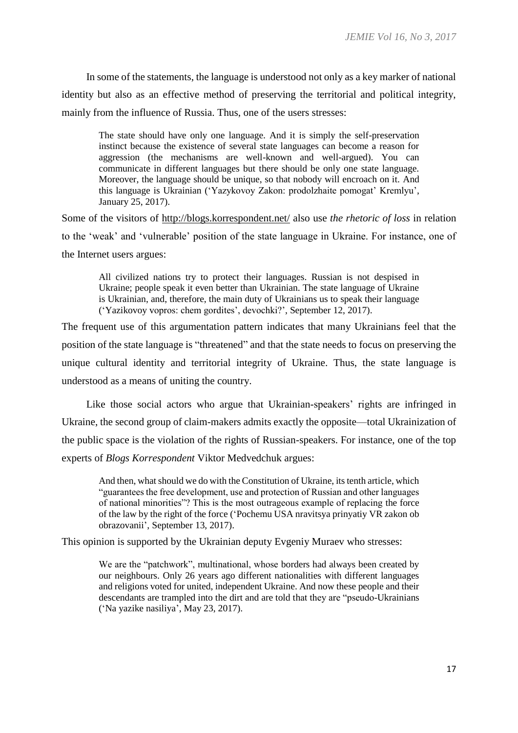In some of the statements, the language is understood not only as a key marker of national identity but also as an effective method of preserving the territorial and political integrity, mainly from the influence of Russia. Thus, one of the users stresses:

> The state should have only one language. And it is simply the self-preservation instinct because the existence of several state languages can become a reason for aggression (the mechanisms are well-known and well-argued). You can communicate in different languages but there should be only one state language. Moreover, the language should be unique, so that nobody will encroach on it. And this language is Ukrainian ('Yazykovoy Zakon: prodolzhaite pomogat' Kremlyu', January 25, 2017).

Some of the visitors of http://blogs.korrespondent.net/ also use *the rhetoric of loss* in relation to the 'weak' and 'vulnerable' position of the state language in Ukraine. For instance, one of the Internet users argues:

> All civilized nations try to protect their languages. Russian is not despised in Ukraine; people speak it even better than Ukrainian. The state language of Ukraine is Ukrainian, and, therefore, the main duty of Ukrainians us to speak their language ('Yazikovoy vopros: chem gordites', devochki?', September 12, 2017).

The frequent use of this argumentation pattern indicates that many Ukrainians feel that the position of the state language is "threatened" and that the state needs to focus on preserving the unique cultural identity and territorial integrity of Ukraine. Thus, the state language is understood as a means of uniting the country.

Like those social actors who argue that Ukrainian-speakers' rights are infringed in Ukraine, the second group of claim-makers admits exactly the opposite—total Ukrainization of the public space is the violation of the rights of Russian-speakers. For instance, one of the top experts of *Blogs Korrespondent* Viktor Medvedchuk argues:

> And then, what should we do with the Constitution of Ukraine, its tenth article, which "guarantees the free development, use and protection of Russian and other languages of national minorities"? This is the most outrageous example of replacing the force of the law by the right of the force ('Pochemu USA nravitsya prinyatiy VR zakon ob obrazovanii', September 13, 2017).

This opinion is supported by the Ukrainian deputy Evgeniy Muraev who stresses:

> We are the "patchwork", multinational, whose borders had always been created by our neighbours. Only 26 years ago different nationalities with different languages and religions voted for united, independent Ukraine. And now these people and their descendants are trampled into the dirt and are told that they are "pseudo-Ukrainians ('Na yazike nasiliya', May 23, 2017).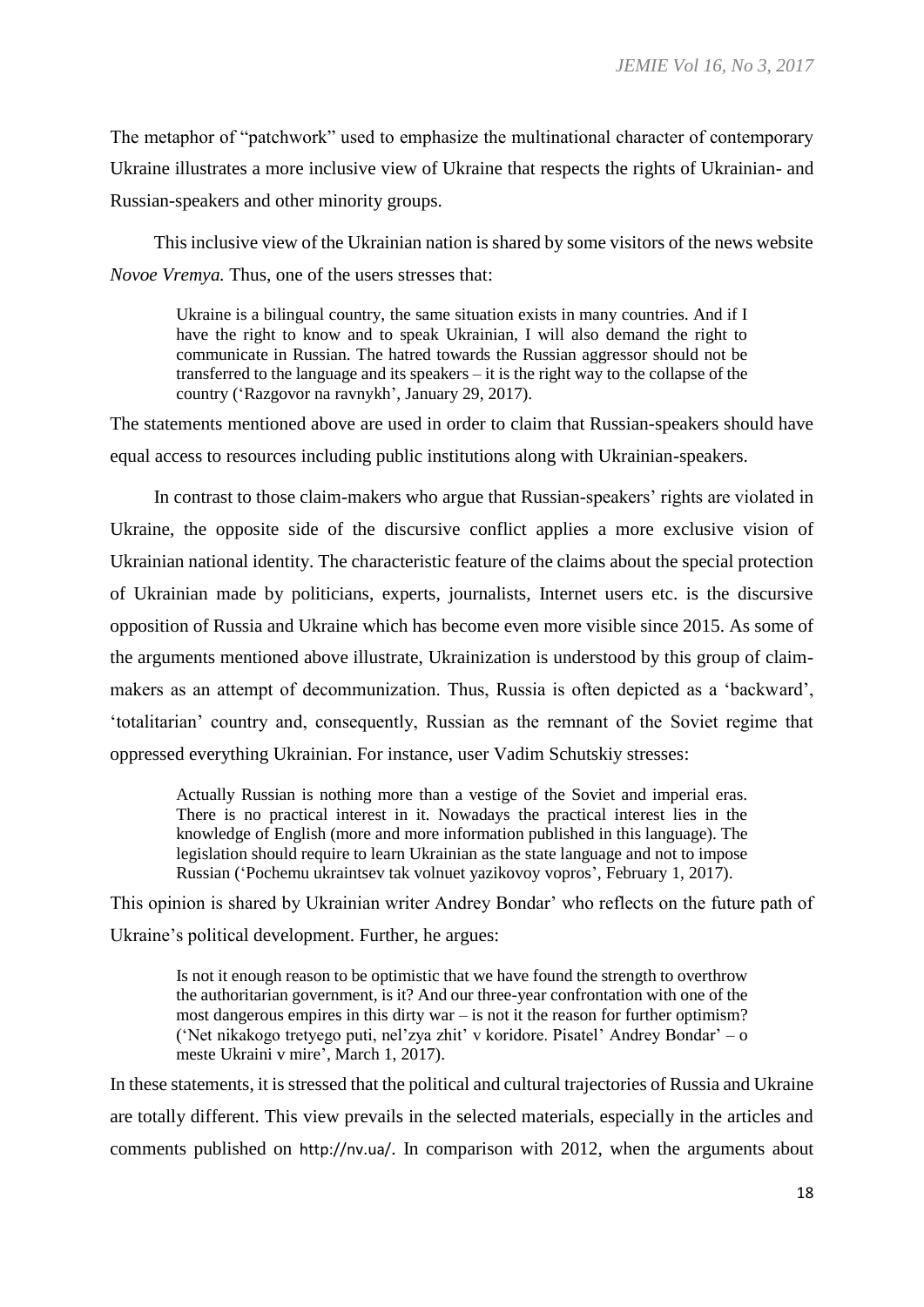The metaphor of "patchwork" used to emphasize the multinational character of contemporary Ukraine illustrates a more inclusive view of Ukraine that respects the rights of Ukrainian- and Russian-speakers and other minority groups.

This inclusive view of the Ukrainian nation is shared by some visitors of the news website *Novoe Vremya.* Thus, one of the users stresses that:

> Ukraine is a bilingual country, the same situation exists in many countries. And if I have the right to know and to speak Ukrainian, I will also demand the right to communicate in Russian. The hatred towards the Russian aggressor should not be transferred to the language and its speakers – it is the right way to the collapse of the country ('Razgovor na ravnykh', January 29, 2017).

The statements mentioned above are used in order to claim that Russian-speakers should have equal access to resources including public institutions along with Ukrainian-speakers.

In contrast to those claim-makers who argue that Russian-speakers' rights are violated in Ukraine, the opposite side of the discursive conflict applies a more exclusive vision of Ukrainian national identity. The characteristic feature of the claims about the special protection of Ukrainian made by politicians, experts, journalists, Internet users etc. is the discursive opposition of Russia and Ukraine which has become even more visible since 2015. As some of the arguments mentioned above illustrate, Ukrainization is understood by this group of claim-makers as an attempt of decommunization. Thus, Russia is often depicted as a 'backward', 'totalitarian' country and, consequently, Russian as the remnant of the Soviet regime that oppressed everything Ukrainian. For instance, user Vadim Schutskiy stresses:

> Actually Russian is nothing more than a vestige of the Soviet and imperial eras. There is no practical interest in it. Nowadays the practical interest lies in the knowledge of English (more and more information published in this language). The legislation should require to learn Ukrainian as the state language and not to impose Russian ('Pochemu ukraintsev tak volnuet yazikovoy vopros', February 1, 2017).

This opinion is shared by Ukrainian writer Andrey Bondar' who reflects on the future path of Ukraine's political development. Further, he argues:

> Is not it enough reason to be optimistic that we have found the strength to overthrow the authoritarian government, is it? And our three-year confrontation with one of the most dangerous empires in this dirty war – is not it the reason for further optimism? ('Net nikakogo tretyego puti, nel'zya zhit' v koridore. Pisatel' Andrey Bondar' – o meste Ukraini v mire', March 1, 2017).

In these statements, it is stressed that the political and cultural trajectories of Russia and Ukraine are totally different. This view prevails in the selected materials, especially in the articles and comments published on http://nv.ua/. In comparison with 2012, when the arguments about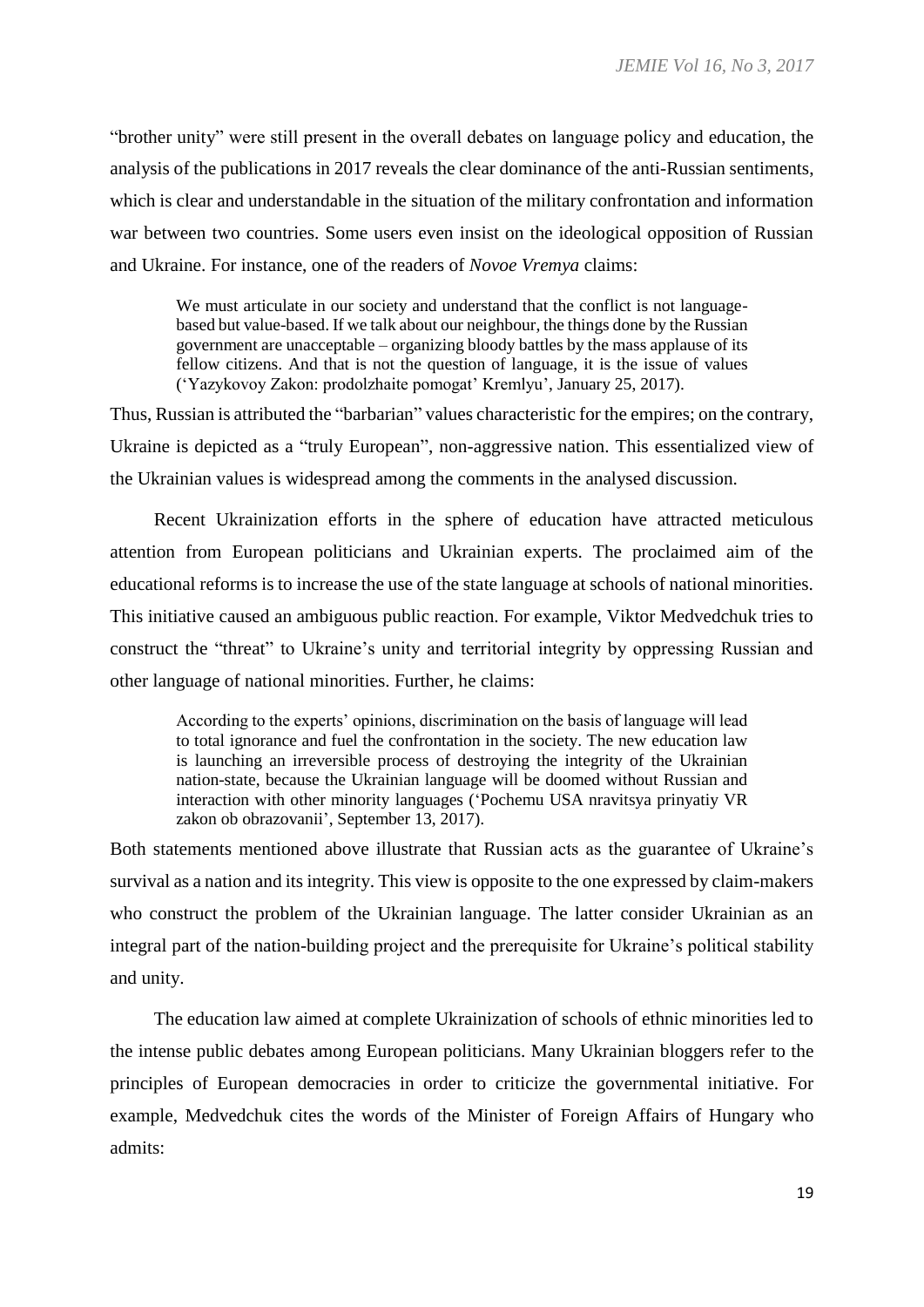"brother unity" were still present in the overall debates on language policy and education, the analysis of the publications in 2017 reveals the clear dominance of the anti-Russian sentiments, which is clear and understandable in the situation of the military confrontation and information war between two countries. Some users even insist on the ideological opposition of Russian and Ukraine. For instance, one of the readers of *Novoe Vremya* claims:

> We must articulate in our society and understand that the conflict is not language-based but value-based. If we talk about our neighbour, the things done by the Russian government are unacceptable – organizing bloody battles by the mass applause of its fellow citizens. And that is not the question of language, it is the issue of values ('Yazykovoy Zakon: prodolzhaite pomogat' Kremlyu', January 25, 2017).

Thus, Russian is attributed the "barbarian" values characteristic for the empires; on the contrary, Ukraine is depicted as a "truly European", non-aggressive nation. This essentialized view of the Ukrainian values is widespread among the comments in the analysed discussion.

Recent Ukrainization efforts in the sphere of education have attracted meticulous attention from European politicians and Ukrainian experts. The proclaimed aim of the educational reforms is to increase the use of the state language at schools of national minorities. This initiative caused an ambiguous public reaction. For example, Viktor Medvedchuk tries to construct the "threat" to Ukraine's unity and territorial integrity by oppressing Russian and other language of national minorities. Further, he claims:

> According to the experts' opinions, discrimination on the basis of language will lead to total ignorance and fuel the confrontation in the society. The new education law is launching an irreversible process of destroying the integrity of the Ukrainian nation-state, because the Ukrainian language will be doomed without Russian and interaction with other minority languages ('Pochemu USA nravitsya prinyatiy VR zakon ob obrazovanii', September 13, 2017).

Both statements mentioned above illustrate that Russian acts as the guarantee of Ukraine's survival as a nation and its integrity. This view is opposite to the one expressed by claim-makers who construct the problem of the Ukrainian language. The latter consider Ukrainian as an integral part of the nation-building project and the prerequisite for Ukraine's political stability and unity.

The education law aimed at complete Ukrainization of schools of ethnic minorities led to the intense public debates among European politicians. Many Ukrainian bloggers refer to the principles of European democracies in order to criticize the governmental initiative. For example, Medvedchuk cites the words of the Minister of Foreign Affairs of Hungary who admits: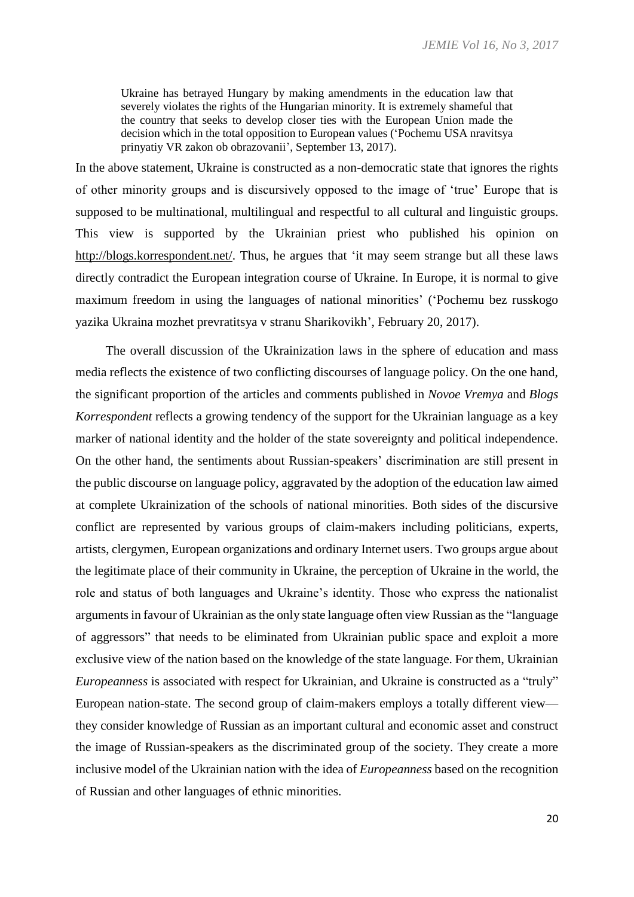> Ukraine has betrayed Hungary by making amendments in the education law that severely violates the rights of the Hungarian minority. It is extremely shameful that the country that seeks to develop closer ties with the European Union made the decision which in the total opposition to European values ('Pochemu USA nravitsya prinyatiy VR zakon ob obrazovanii', September 13, 2017).

In the above statement, Ukraine is constructed as a non-democratic state that ignores the rights of other minority groups and is discursively opposed to the image of 'true' Europe that is supposed to be multinational, multilingual and respectful to all cultural and linguistic groups. This view is supported by the Ukrainian priest who published his opinion on http://blogs.korrespondent.net/. Thus, he argues that 'it may seem strange but all these laws directly contradict the European integration course of Ukraine. In Europe, it is normal to give maximum freedom in using the languages of national minorities' ('Pochemu bez russkogo yazika Ukraina mozhet prevratitsya v stranu Sharikovikh', February 20, 2017).

The overall discussion of the Ukrainization laws in the sphere of education and mass media reflects the existence of two conflicting discourses of language policy. On the one hand, the significant proportion of the articles and comments published in *Novoe Vremya* and *Blogs Korrespondent* reflects a growing tendency of the support for the Ukrainian language as a key marker of national identity and the holder of the state sovereignty and political independence. On the other hand, the sentiments about Russian-speakers' discrimination are still present in the public discourse on language policy, aggravated by the adoption of the education law aimed at complete Ukrainization of the schools of national minorities. Both sides of the discursive conflict are represented by various groups of claim-makers including politicians, experts, artists, clergymen, European organizations and ordinary Internet users. Two groups argue about the legitimate place of their community in Ukraine, the perception of Ukraine in the world, the role and status of both languages and Ukraine's identity. Those who express the nationalist arguments in favour of Ukrainian as the only state language often view Russian as the "language of aggressors" that needs to be eliminated from Ukrainian public space and exploit a more exclusive view of the nation based on the knowledge of the state language. For them, Ukrainian *Europeanness* is associated with respect for Ukrainian, and Ukraine is constructed as a "truly" European nation-state. The second group of claim-makers employs a totally different view—they consider knowledge of Russian as an important cultural and economic asset and construct the image of Russian-speakers as the discriminated group of the society. They create a more inclusive model of the Ukrainian nation with the idea of *Europeanness* based on the recognition of Russian and other languages of ethnic minorities.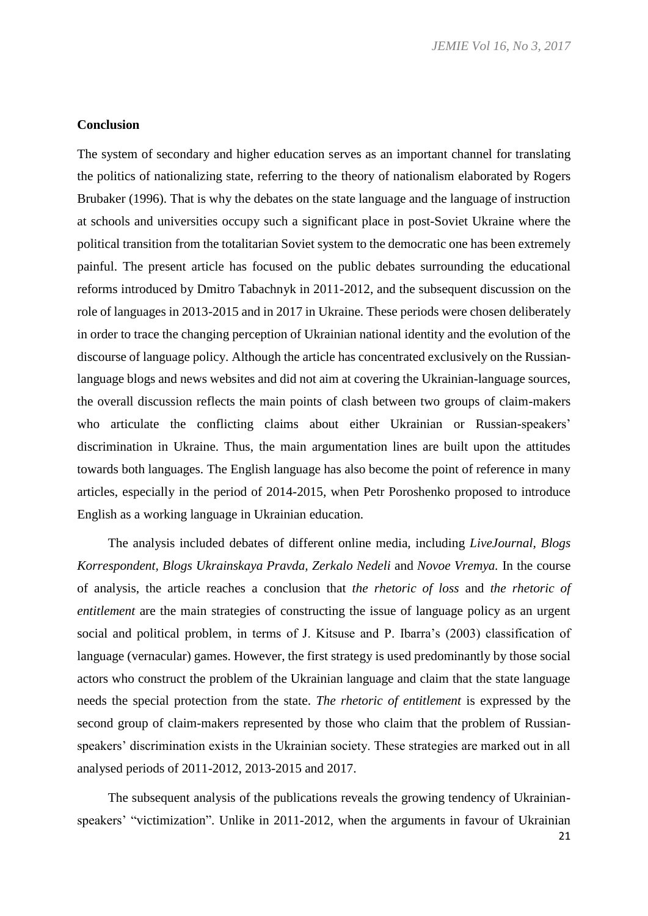## Conclusion

The system of secondary and higher education serves as an important channel for translating the politics of nationalizing state, referring to the theory of nationalism elaborated by Rogers Brubaker (1996). That is why the debates on the state language and the language of instruction at schools and universities occupy such a significant place in post-Soviet Ukraine where the political transition from the totalitarian Soviet system to the democratic one has been extremely painful. The present article has focused on the public debates surrounding the educational reforms introduced by Dmitro Tabachnyk in 2011-2012, and the subsequent discussion on the role of languages in 2013-2015 and in 2017 in Ukraine. These periods were chosen deliberately in order to trace the changing perception of Ukrainian national identity and the evolution of the discourse of language policy. Although the article has concentrated exclusively on the Russian-language blogs and news websites and did not aim at covering the Ukrainian-language sources, the overall discussion reflects the main points of clash between two groups of claim-makers who articulate the conflicting claims about either Ukrainian or Russian-speakers' discrimination in Ukraine. Thus, the main argumentation lines are built upon the attitudes towards both languages. The English language has also become the point of reference in many articles, especially in the period of 2014-2015, when Petr Poroshenko proposed to introduce English as a working language in Ukrainian education.

The analysis included debates of different online media, including *LiveJournal, Blogs Korrespondent, Blogs Ukrainskaya Pravda, Zerkalo Nedeli* and *Novoe Vremya.* In the course of analysis, the article reaches a conclusion that *the rhetoric of loss* and *the rhetoric of entitlement* are the main strategies of constructing the issue of language policy as an urgent social and political problem, in terms of J. Kitsuse and P. Ibarra's (2003) classification of language (vernacular) games. However, the first strategy is used predominantly by those social actors who construct the problem of the Ukrainian language and claim that the state language needs the special protection from the state. *The rhetoric of entitlement* is expressed by the second group of claim-makers represented by those who claim that the problem of Russian-speakers' discrimination exists in the Ukrainian society. These strategies are marked out in all analysed periods of 2011-2012, 2013-2015 and 2017.

The subsequent analysis of the publications reveals the growing tendency of Ukrainian-speakers' "victimization". Unlike in 2011-2012, when the arguments in favour of Ukrainian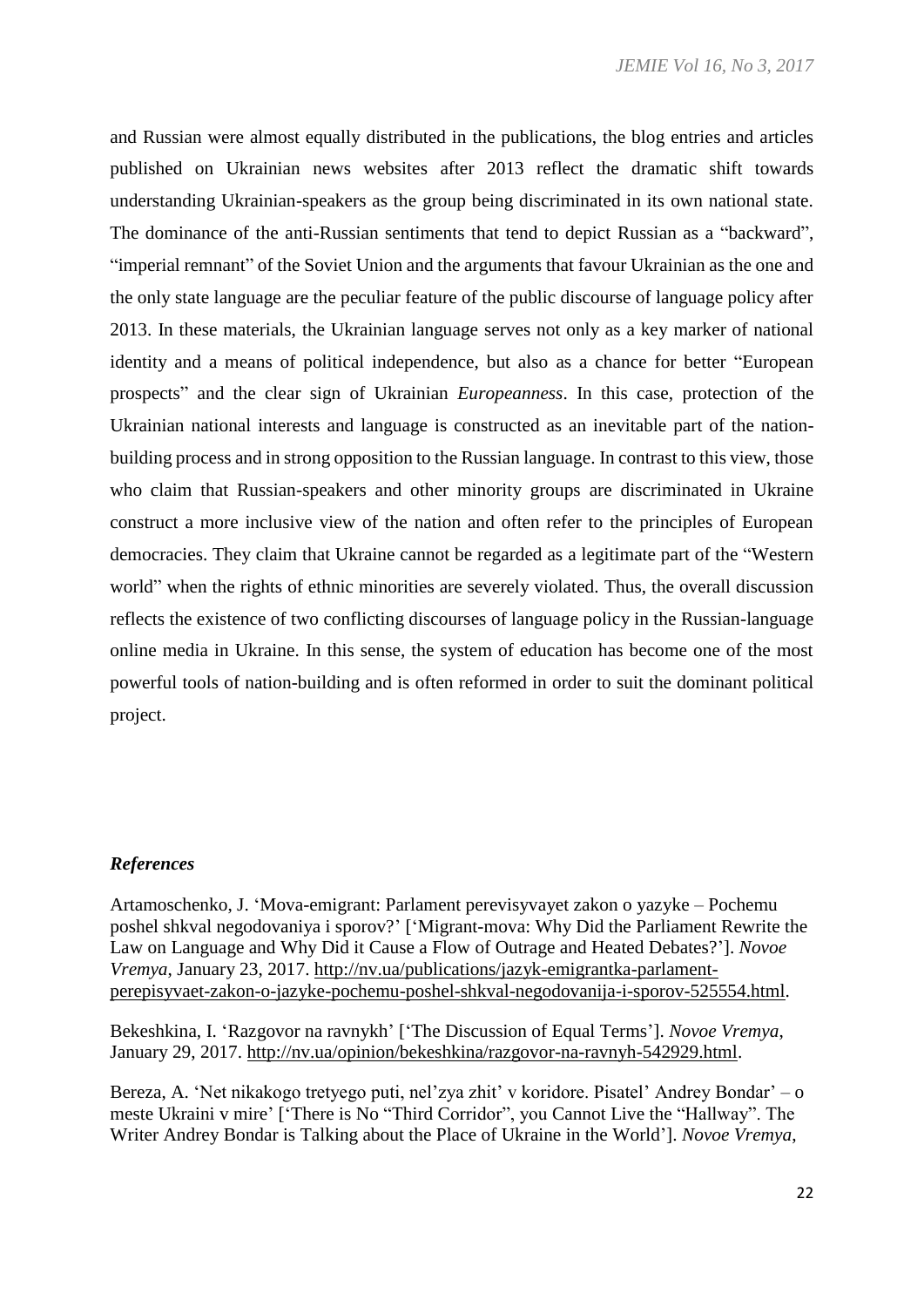and Russian were almost equally distributed in the publications, the blog entries and articles published on Ukrainian news websites after 2013 reflect the dramatic shift towards understanding Ukrainian-speakers as the group being discriminated in its own national state. The dominance of the anti-Russian sentiments that tend to depict Russian as a "backward", "imperial remnant" of the Soviet Union and the arguments that favour Ukrainian as the one and the only state language are the peculiar feature of the public discourse of language policy after 2013. In these materials, the Ukrainian language serves not only as a key marker of national identity and a means of political independence, but also as a chance for better "European prospects" and the clear sign of Ukrainian *Europeanness*. In this case, protection of the Ukrainian national interests and language is constructed as an inevitable part of the nation-building process and in strong opposition to the Russian language. In contrast to this view, those who claim that Russian-speakers and other minority groups are discriminated in Ukraine construct a more inclusive view of the nation and often refer to the principles of European democracies. They claim that Ukraine cannot be regarded as a legitimate part of the "Western world" when the rights of ethnic minorities are severely violated. Thus, the overall discussion reflects the existence of two conflicting discourses of language policy in the Russian-language online media in Ukraine. In this sense, the system of education has become one of the most powerful tools of nation-building and is often reformed in order to suit the dominant political project.

### *References*

Artamoschenko, J. 'Mova-emigrant: Parlament perevisyvayet zakon o yazyke – Pochemu poshel shkval negodovaniya i sporov?' ['Migrant-mova: Why Did the Parliament Rewrite the Law on Language and Why Did it Cause a Flow of Outrage and Heated Debates?']. *Novoe Vremya*, January 23, 2017. http://nv.ua/publications/jazyk-emigrantka-parlament-perepisyvaet-zakon-o-jazyke-pochemu-poshel-shkval-negodovanija-i-sporov-525554.html.

Bekeshkina, I. 'Razgovor na ravnykh' ['The Discussion of Equal Terms']. *Novoe Vremya*, January 29, 2017. http://nv.ua/opinion/bekeshkina/razgovor-na-ravnyh-542929.html.

Bereza, A. 'Net nikakogo tretyego puti, nel'zya zhit' v koridore. Pisatel' Andrey Bondar' – o meste Ukraini v mire' ['There is No "Third Corridor", you Cannot Live the "Hallway". The Writer Andrey Bondar is Talking about the Place of Ukraine in the World']. *Novoe Vremya*,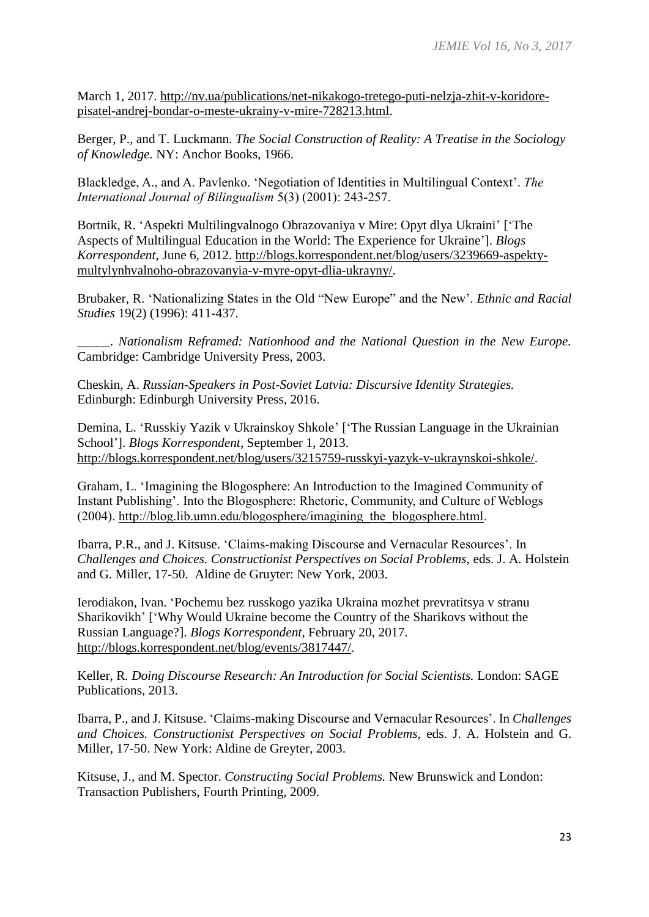March 1, 2017. http://nv.ua/publications/net-nikakogo-tretego-puti-nelzja-zhit-v-koridore-pisatel-andrej-bondar-o-meste-ukrainy-v-mire-728213.html.

Berger, P., and T. Luckmann. *The Social Construction of Reality: A Treatise in the Sociology of Knowledge.* NY: Anchor Books, 1966.

Blackledge, A., and A. Pavlenko. 'Negotiation of Identities in Multilingual Context'. *The International Journal of Bilingualism* 5(3) (2001): 243-257.

Bortnik, R. 'Aspekti Multilingvalnogo Obrazovaniya v Mire: Opyt dlya Ukraini' ['The Aspects of Multilingual Education in the World: The Experience for Ukraine']. *Blogs Korrespondent*, June 6, 2012. http://blogs.korrespondent.net/blog/users/3239669-aspekty-multylynhvalnoho-obrazovanyia-v-myre-opyt-dlia-ukrayny/.

Brubaker, R. 'Nationalizing States in the Old "New Europe" and the New'. *Ethnic and Racial Studies* 19(2) (1996): 411-437.

_____. *Nationalism Reframed: Nationhood and the National Question in the New Europe.* Cambridge: Cambridge University Press, 2003.

Cheskin, A. *Russian-Speakers in Post-Soviet Latvia: Discursive Identity Strategies.* Edinburgh: Edinburgh University Press, 2016.

Demina, L. 'Russkiy Yazik v Ukrainskoy Shkole' ['The Russian Language in the Ukrainian School']. *Blogs Korrespondent*, September 1, 2013. http://blogs.korrespondent.net/blog/users/3215759-russkyi-yazyk-v-ukraynskoi-shkole/.

Graham, L. 'Imagining the Blogosphere: An Introduction to the Imagined Community of Instant Publishing'. Into the Blogosphere: Rhetoric, Community, and Culture of Weblogs (2004). http://blog.lib.umn.edu/blogosphere/imagining_the_blogosphere.html.

Ibarra, P.R., and J. Kitsuse. 'Claims-making Discourse and Vernacular Resources'. In *Challenges and Choices. Constructionist Perspectives on Social Problems,* eds. J. A. Holstein and G. Miller, 17-50. Aldine de Gruyter: New York, 2003.

Ierodiakon, Ivan. 'Pochemu bez russkogo yazika Ukraina mozhet prevratitsya v stranu Sharikovikh' ['Why Would Ukraine become the Country of the Sharikovs without the Russian Language?]. *Blogs Korrespondent*, February 20, 2017. http://blogs.korrespondent.net/blog/events/3817447/.

Keller, R. *Doing Discourse Research: An Introduction for Social Scientists.* London: SAGE Publications, 2013.

Ibarra, P., and J. Kitsuse. 'Claims-making Discourse and Vernacular Resources'. In *Challenges and Choices. Constructionist Perspectives on Social Problems,* eds. J. A. Holstein and G. Miller, 17-50. New York: Aldine de Greyter, 2003.

Kitsuse, J., and M. Spector. *Constructing Social Problems.* New Brunswick and London: Transaction Publishers, Fourth Printing, 2009.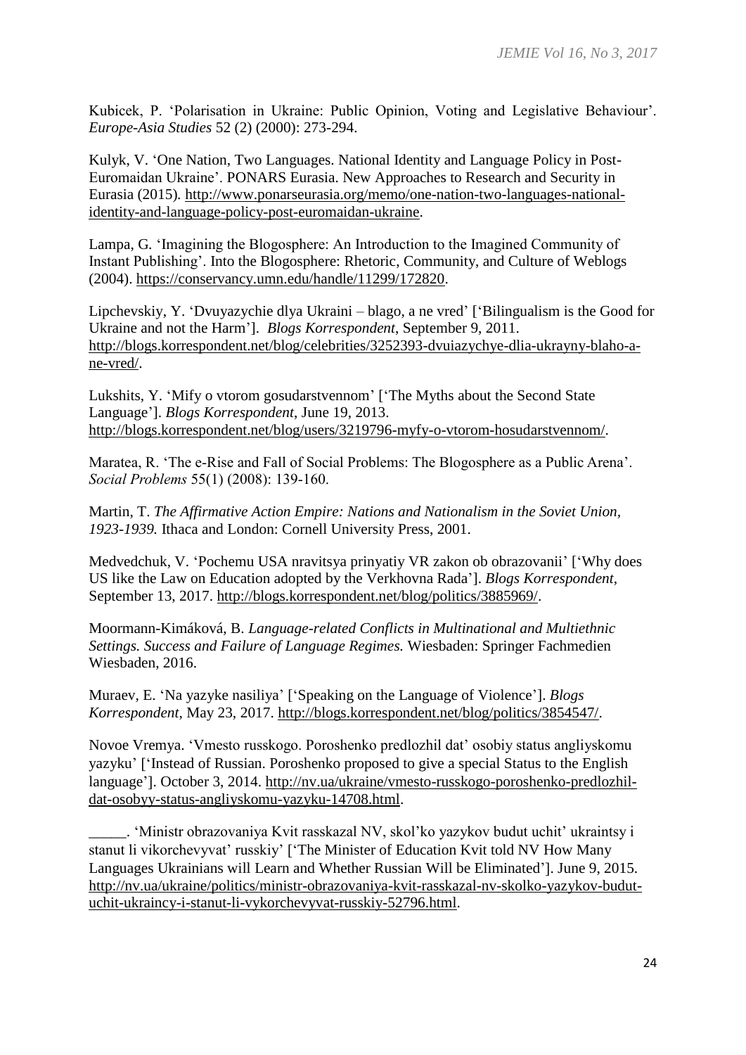Kubicek, P. 'Polarisation in Ukraine: Public Opinion, Voting and Legislative Behaviour'. *Europe-Asia Studies* 52 (2) (2000): 273-294.

Kulyk, V. 'One Nation, Two Languages. National Identity and Language Policy in Post-Euromaidan Ukraine'. PONARS Eurasia. New Approaches to Research and Security in Eurasia (2015). http://www.ponarseurasia.org/memo/one-nation-two-languages-national-identity-and-language-policy-post-euromaidan-ukraine.

Lampa, G. 'Imagining the Blogosphere: An Introduction to the Imagined Community of Instant Publishing'. Into the Blogosphere: Rhetoric, Community, and Culture of Weblogs (2004). https://conservancy.umn.edu/handle/11299/172820.

Lipchevskiy, Y. 'Dvuyazychie dlya Ukraini – blago, a ne vred' ['Bilingualism is the Good for Ukraine and not the Harm']. *Blogs Korrespondent*, September 9, 2011. http://blogs.korrespondent.net/blog/celebrities/3252393-dvuiazychye-dlia-ukrayny-blaho-a-ne-vred/.

Lukshits, Y. 'Mify o vtorom gosudarstvennom' ['The Myths about the Second State Language']. *Blogs Korrespondent*, June 19, 2013. http://blogs.korrespondent.net/blog/users/3219796-myfy-o-vtorom-hosudarstvennom/.

Maratea, R. 'The e-Rise and Fall of Social Problems: The Blogosphere as a Public Arena'. *Social Problems* 55(1) (2008): 139-160.

Martin, T. *The Affirmative Action Empire: Nations and Nationalism in the Soviet Union, 1923-1939.* Ithaca and London: Cornell University Press, 2001.

Medvedchuk, V. 'Pochemu USA nravitsya prinyatiy VR zakon ob obrazovanii' ['Why does US like the Law on Education adopted by the Verkhovna Rada']. *Blogs Korrespondent*, September 13, 2017. http://blogs.korrespondent.net/blog/politics/3885969/.

Moormann-Kimáková, B. *Language-related Conflicts in Multinational and Multiethnic Settings. Success and Failure of Language Regimes.* Wiesbaden: Springer Fachmedien Wiesbaden, 2016.

Muraev, E. 'Na yazyke nasiliya' ['Speaking on the Language of Violence']. *Blogs Korrespondent*, May 23, 2017. http://blogs.korrespondent.net/blog/politics/3854547/.

Novoe Vremya. 'Vmesto russkogo. Poroshenko predlozhil dat' osobiy status angliyskomu yazyku' ['Instead of Russian. Poroshenko proposed to give a special Status to the English language']. October 3, 2014. http://nv.ua/ukraine/vmesto-russkogo-poroshenko-predlozhil-dat-osobyy-status-angliyskomu-yazyku-14708.html.

_____. 'Ministr obrazovaniya Kvit rasskazal NV, skol'ko yazykov budut uchit' ukraintsy i stanut li vikorchevyvat' russkiy' ['The Minister of Education Kvit told NV How Many Languages Ukrainians will Learn and Whether Russian Will be Eliminated']. June 9, 2015. http://nv.ua/ukraine/politics/ministr-obrazovaniya-kvit-rasskazal-nv-skolko-yazykov-budut-uchit-ukraincy-i-stanut-li-vykorchevyvat-russkiy-52796.html.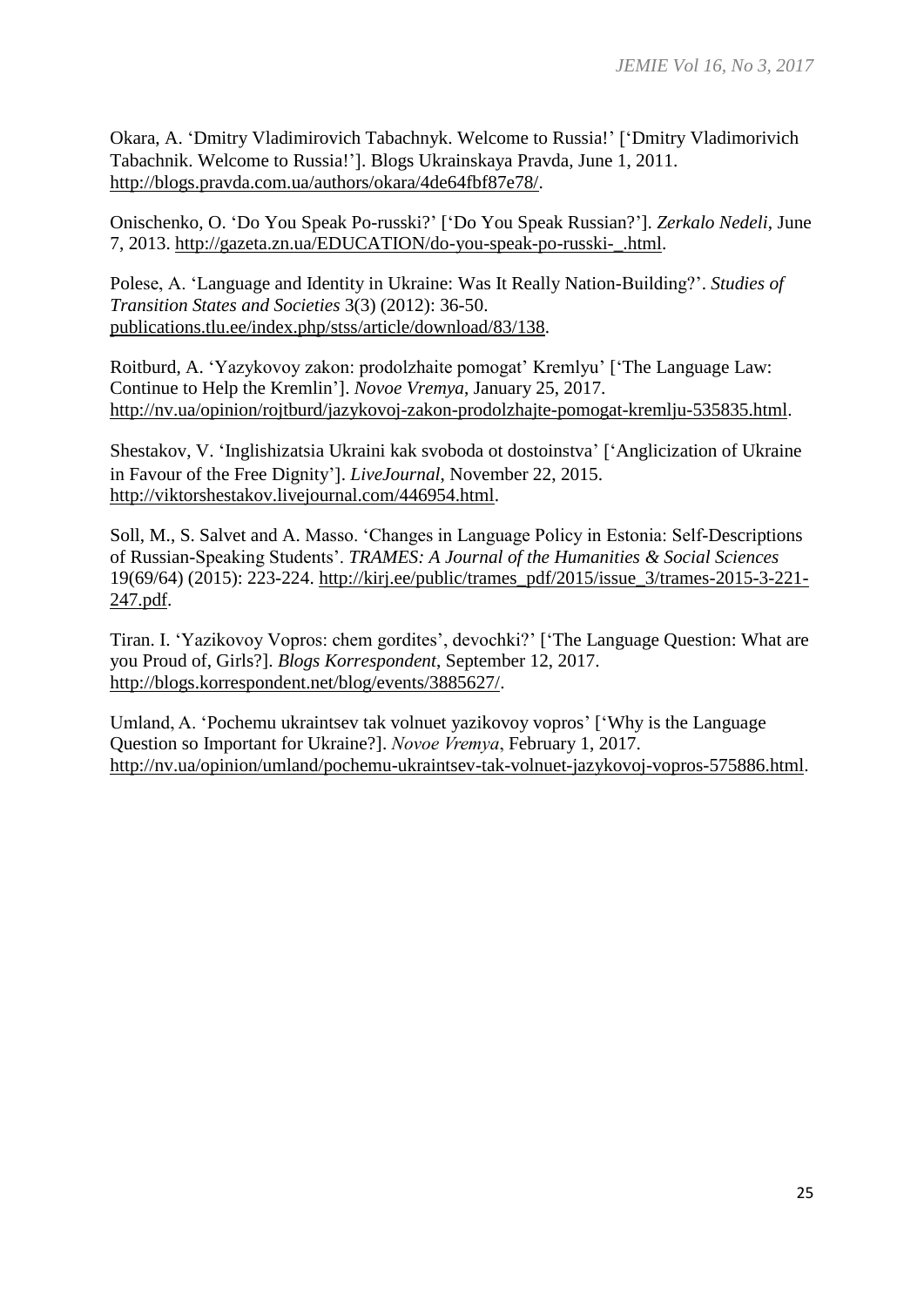Okara, A. 'Dmitry Vladimirovich Tabachnyk. Welcome to Russia!' ['Dmitry Vladimorivich Tabachnik. Welcome to Russia!']. Blogs Ukrainskaya Pravda, June 1, 2011. http://blogs.pravda.com.ua/authors/okara/4de64fbf87e78/.

Onischenko, O. 'Do You Speak Po-russki?' ['Do You Speak Russian?']. *Zerkalo Nedeli*, June 7, 2013. http://gazeta.zn.ua/EDUCATION/do-you-speak-po-russki-_.html.

Polese, A. 'Language and Identity in Ukraine: Was It Really Nation-Building?'. *Studies of Transition States and Societies* 3(3) (2012): 36-50. publications.tlu.ee/index.php/stss/article/download/83/138.

Roitburd, A. 'Yazykovoy zakon: prodolzhaite pomogat' Kremlyu' ['The Language Law: Continue to Help the Kremlin']. *Novoe Vremya*, January 25, 2017. http://nv.ua/opinion/rojtburd/jazykovoj-zakon-prodolzhajte-pomogat-kremlju-535835.html.

Shestakov, V. 'Inglishizatsia Ukraini kak svoboda ot dostoinstva' ['Anglicization of Ukraine in Favour of the Free Dignity']. *LiveJournal*, November 22, 2015. http://viktorshestakov.livejournal.com/446954.html.

Soll, M., S. Salvet and A. Masso. 'Changes in Language Policy in Estonia: Self-Descriptions of Russian-Speaking Students'. *TRAMES: A Journal of the Humanities & Social Sciences* 19(69/64) (2015): 223-224. http://kirj.ee/public/trames_pdf/2015/issue_3/trames-2015-3-221-247.pdf.

Tiran. I. 'Yazikovoy Vopros: chem gordites', devochki?' ['The Language Question: What are you Proud of, Girls?]. *Blogs Korrespondent*, September 12, 2017. http://blogs.korrespondent.net/blog/events/3885627/.

Umland, A. 'Pochemu ukraintsev tak volnuet yazikovoy vopros' ['Why is the Language Question so Important for Ukraine?]. *Novoe Vremya*, February 1, 2017. http://nv.ua/opinion/umland/pochemu-ukraintsev-tak-volnuet-jazykovoj-vopros-575886.html.